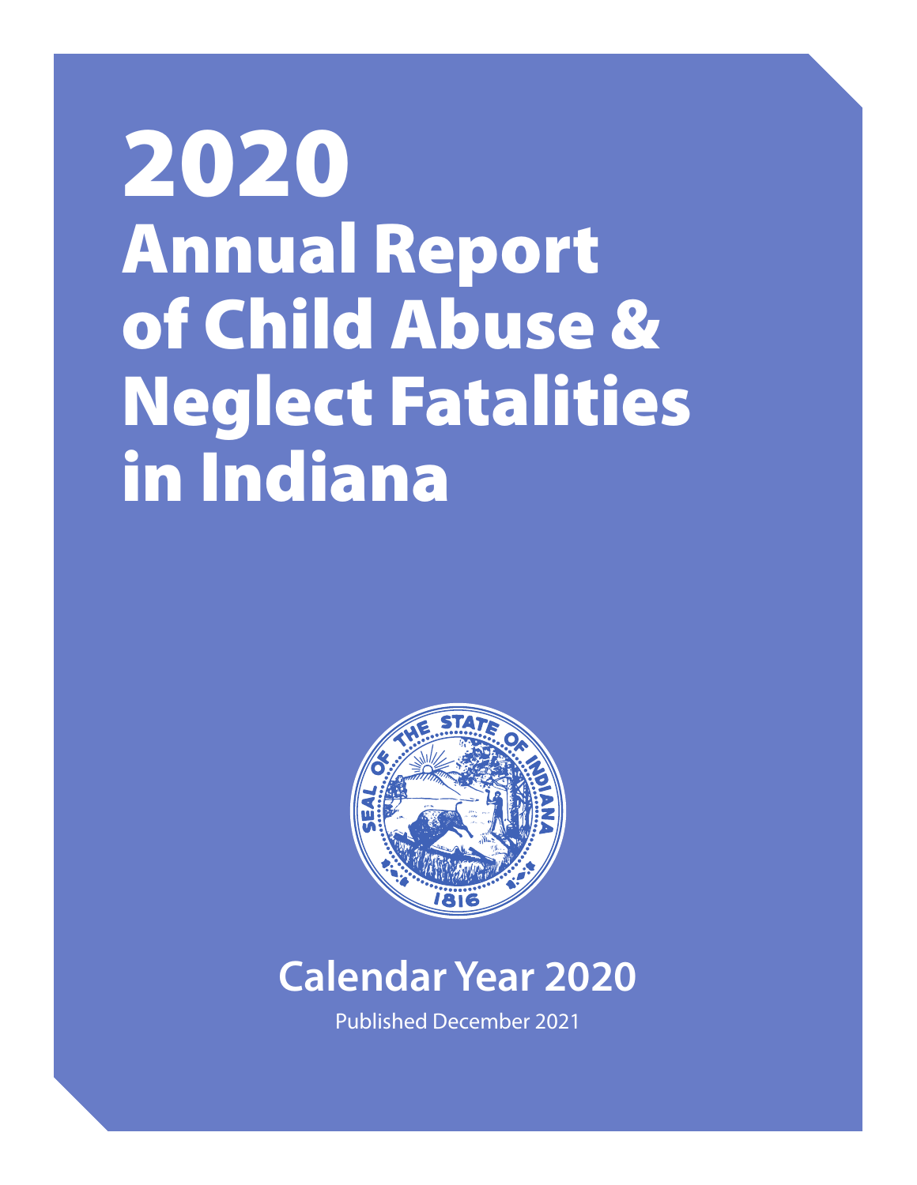# 2020 Annual Report of Child Abuse & Neglect Fatalities in Indiana

## Calendar Year 2020

Published December 2021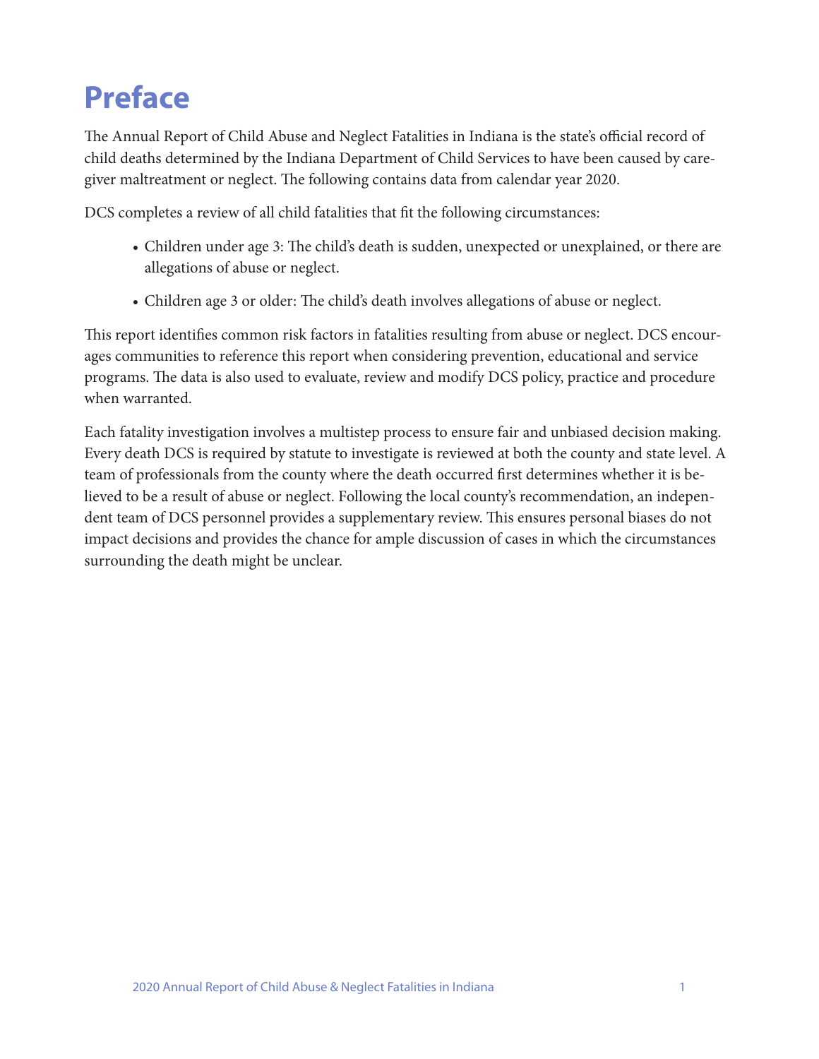# Preface

The Annual Report of Child Abuse and Neglect Fatalities in Indiana is the state's official record of child deaths determined by the Indiana Department of Child Services to have been caused by caregiver maltreatment or neglect. The following contains data from calendar year 2020.

DCS completes a review of all child fatalities that fit the following circumstances:

- Children under age 3: The child's death is sudden, unexpected or unexplained, or there are allegations of abuse or neglect.
- Children age 3 or older: The child's death involves allegations of abuse or neglect.

This report identifies common risk factors in fatalities resulting from abuse or neglect. DCS encourages communities to reference this report when considering prevention, educational and service programs. The data is also used to evaluate, review and modify DCS policy, practice and procedure when warranted.

Each fatality investigation involves a multistep process to ensure fair and unbiased decision making. Every death DCS is required by statute to investigate is reviewed at both the county and state level. A team of professionals from the county where the death occurred first determines whether it is believed to be a result of abuse or neglect. Following the local county's recommendation, an independent team of DCS personnel provides a supplementary review. This ensures personal biases do not impact decisions and provides the chance for ample discussion of cases in which the circumstances surrounding the death might be unclear.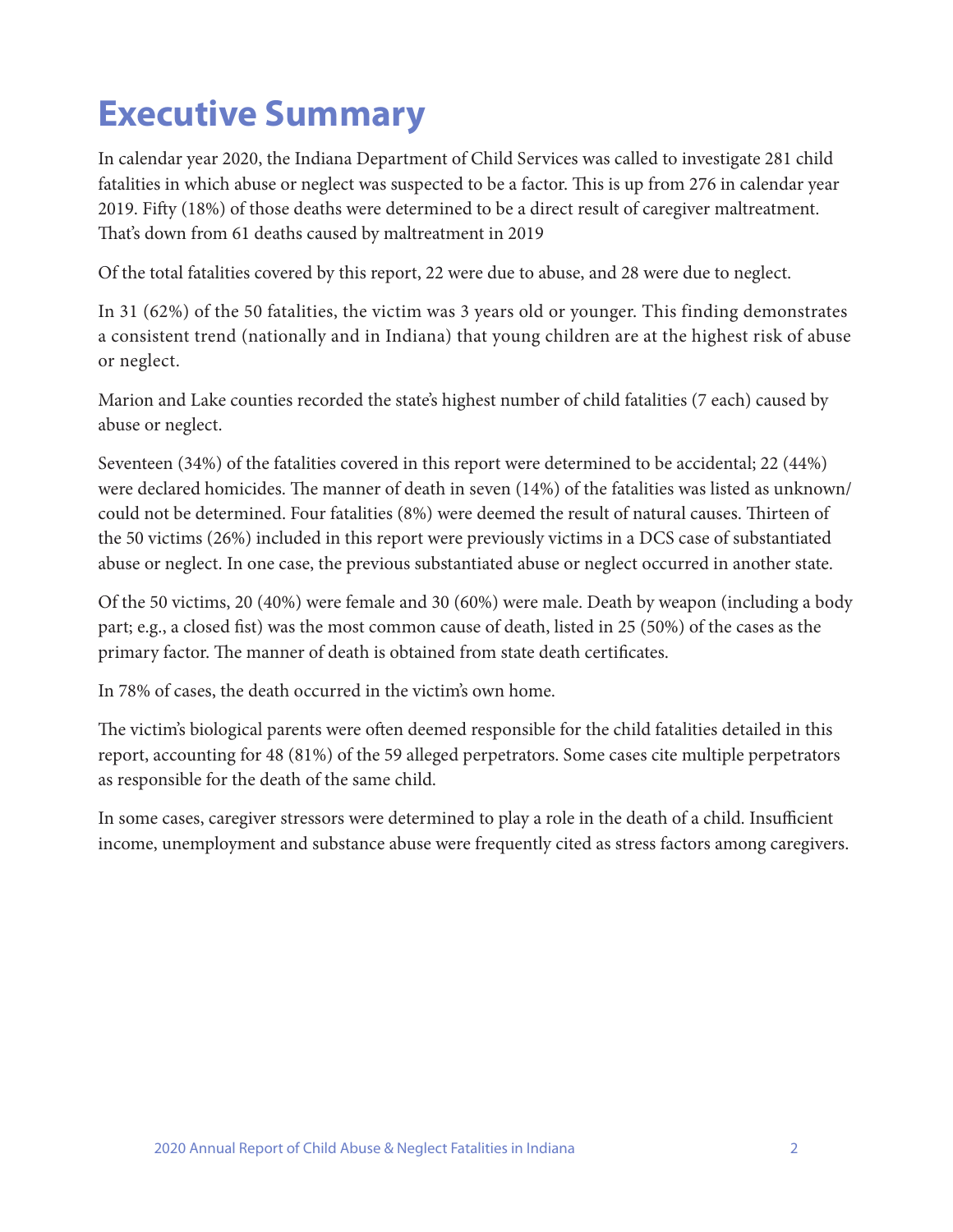# Executive Summary

In calendar year 2020, the Indiana Department of Child Services was called to investigate 281 child fatalities in which abuse or neglect was suspected to be a factor. This is up from 276 in calendar year 2019. Fifty (18%) of those deaths were determined to be a direct result of caregiver maltreatment. That's down from 61 deaths caused by maltreatment in 2019

Of the total fatalities covered by this report, 22 were due to abuse, and 28 were due to neglect.

In 31 (62%) of the 50 fatalities, the victim was 3 years old or younger. This finding demonstrates a consistent trend (nationally and in Indiana) that young children are at the highest risk of abuse or neglect.

Marion and Lake counties recorded the state's highest number of child fatalities (7 each) caused by abuse or neglect.

Seventeen (34%) of the fatalities covered in this report were determined to be accidental; 22 (44%) were declared homicides. The manner of death in seven (14%) of the fatalities was listed as unknown/could not be determined. Four fatalities (8%) were deemed the result of natural causes. Thirteen of the 50 victims (26%) included in this report were previously victims in a DCS case of substantiated abuse or neglect. In one case, the previous substantiated abuse or neglect occurred in another state.

Of the 50 victims, 20 (40%) were female and 30 (60%) were male. Death by weapon (including a body part; e.g., a closed fist) was the most common cause of death, listed in 25 (50%) of the cases as the primary factor. The manner of death is obtained from state death certificates.

In 78% of cases, the death occurred in the victim's own home.

The victim's biological parents were often deemed responsible for the child fatalities detailed in this report, accounting for 48 (81%) of the 59 alleged perpetrators. Some cases cite multiple perpetrators as responsible for the death of the same child.

In some cases, caregiver stressors were determined to play a role in the death of a child. Insufficient income, unemployment and substance abuse were frequently cited as stress factors among caregivers.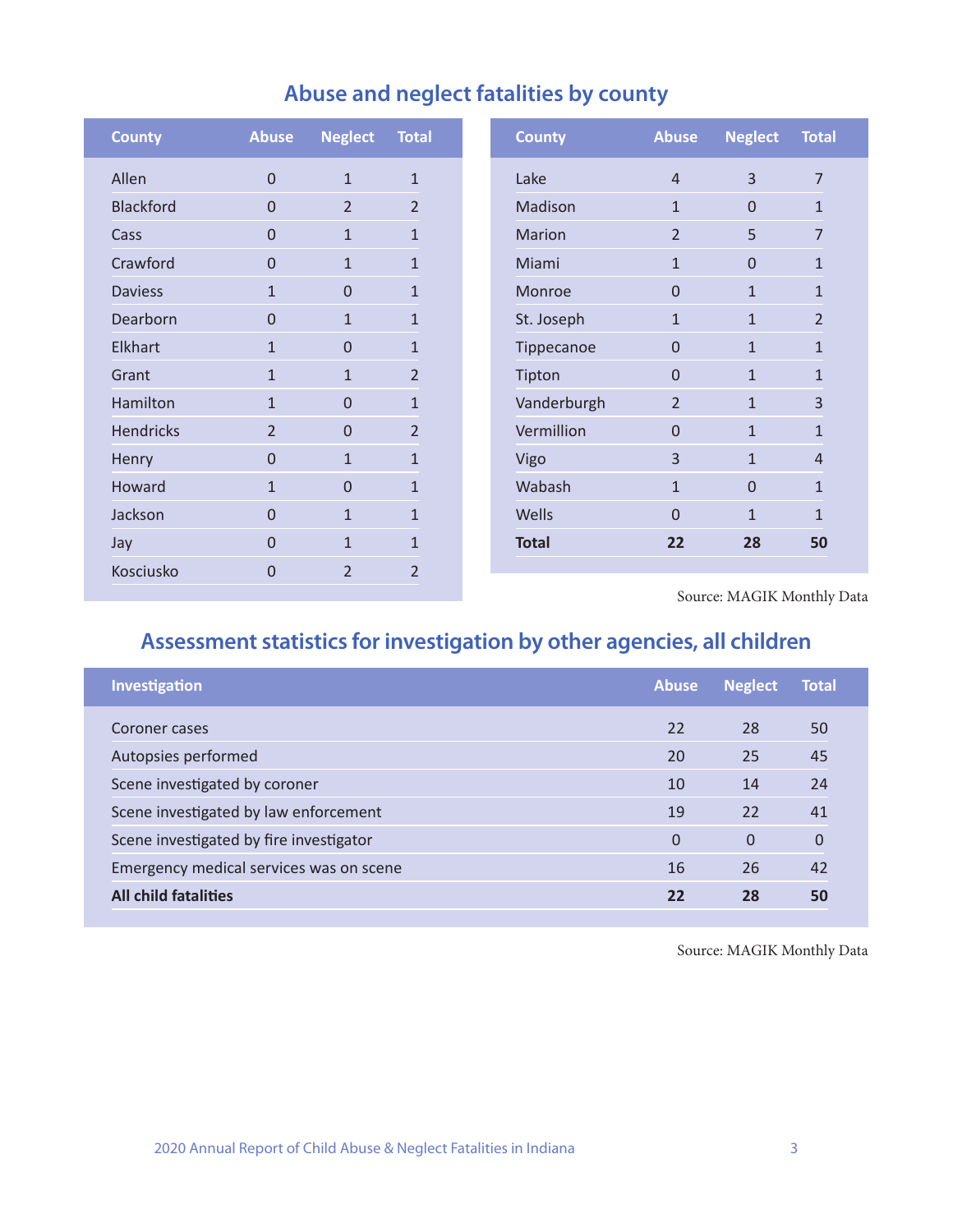## Abuse and neglect fatalities by county

| County | Abuse | Neglect | Total |
|---|---|---|---|
| Allen | 0 | 1 | 1 |
| Blackford | 0 | 2 | 2 |
| Cass | 0 | 1 | 1 |
| Crawford | 0 | 1 | 1 |
| Daviess | 1 | 0 | 1 |
| Dearborn | 0 | 1 | 1 |
| Elkhart | 1 | 0 | 1 |
| Grant | 1 | 1 | 2 |
| Hamilton | 1 | 0 | 1 |
| Hendricks | 2 | 0 | 2 |
| Henry | 0 | 1 | 1 |
| Howard | 1 | 0 | 1 |
| Jackson | 0 | 1 | 1 |
| Jay | 0 | 1 | 1 |
| Kosciusko | 0 | 2 | 2 |
| Lake | 4 | 3 | 7 |
| Madison | 1 | 0 | 1 |
| Marion | 2 | 5 | 7 |
| Miami | 1 | 0 | 1 |
| Monroe | 0 | 1 | 1 |
| St. Joseph | 1 | 1 | 2 |
| Tippecanoe | 0 | 1 | 1 |
| Tipton | 0 | 1 | 1 |
| Vanderburgh | 2 | 1 | 3 |
| Vermillion | 0 | 1 | 1 |
| Vigo | 3 | 1 | 4 |
| Wabash | 1 | 0 | 1 |
| Wells | 0 | 1 | 1 |
| **Total** | **22** | **28** | **50** |

Source: MAGIK Monthly Data

## Assessment statistics for investigation by other agencies, all children

| Investigation | Abuse | Neglect | Total |
|---|---|---|---|
| Coroner cases | 22 | 28 | 50 |
| Autopsies performed | 20 | 25 | 45 |
| Scene investigated by coroner | 10 | 14 | 24 |
| Scene investigated by law enforcement | 19 | 22 | 41 |
| Scene investigated by fire investigator | 0 | 0 | 0 |
| Emergency medical services was on scene | 16 | 26 | 42 |
| **All child fatalities** | **22** | **28** | **50** |

Source: MAGIK Monthly Data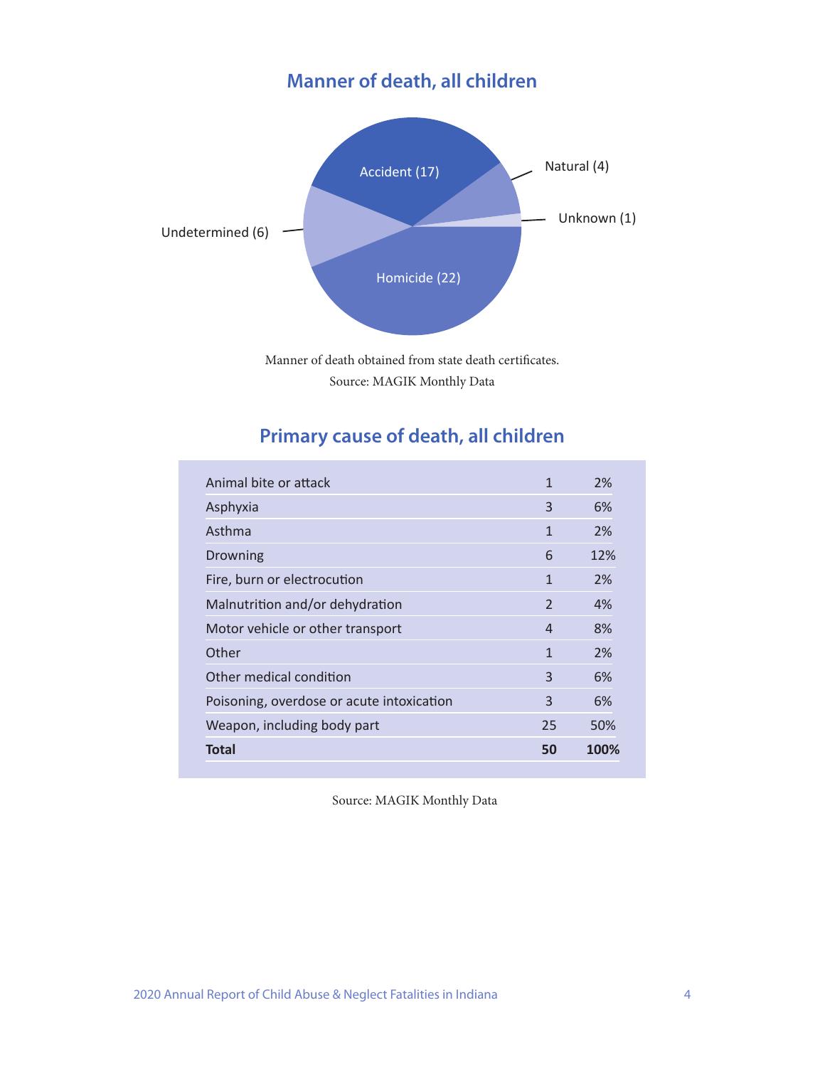## Manner of death, all children

Accident (17)
Natural (4)
Unknown (1)
Homicide (22)
Undetermined (6)

Manner of death obtained from state death certificates.
Source: MAGIK Monthly Data

## Primary cause of death, all children

| Cause | Number | Percent |
|---|---|---|
| Animal bite or attack | 1 | 2% |
| Asphyxia | 3 | 6% |
| Asthma | 1 | 2% |
| Drowning | 6 | 12% |
| Fire, burn or electrocution | 1 | 2% |
| Malnutrition and/or dehydration | 2 | 4% |
| Motor vehicle or other transport | 4 | 8% |
| Other | 1 | 2% |
| Other medical condition | 3 | 6% |
| Poisoning, overdose or acute intoxication | 3 | 6% |
| Weapon, including body part | 25 | 50% |
| **Total** | **50** | **100%** |

Source: MAGIK Monthly Data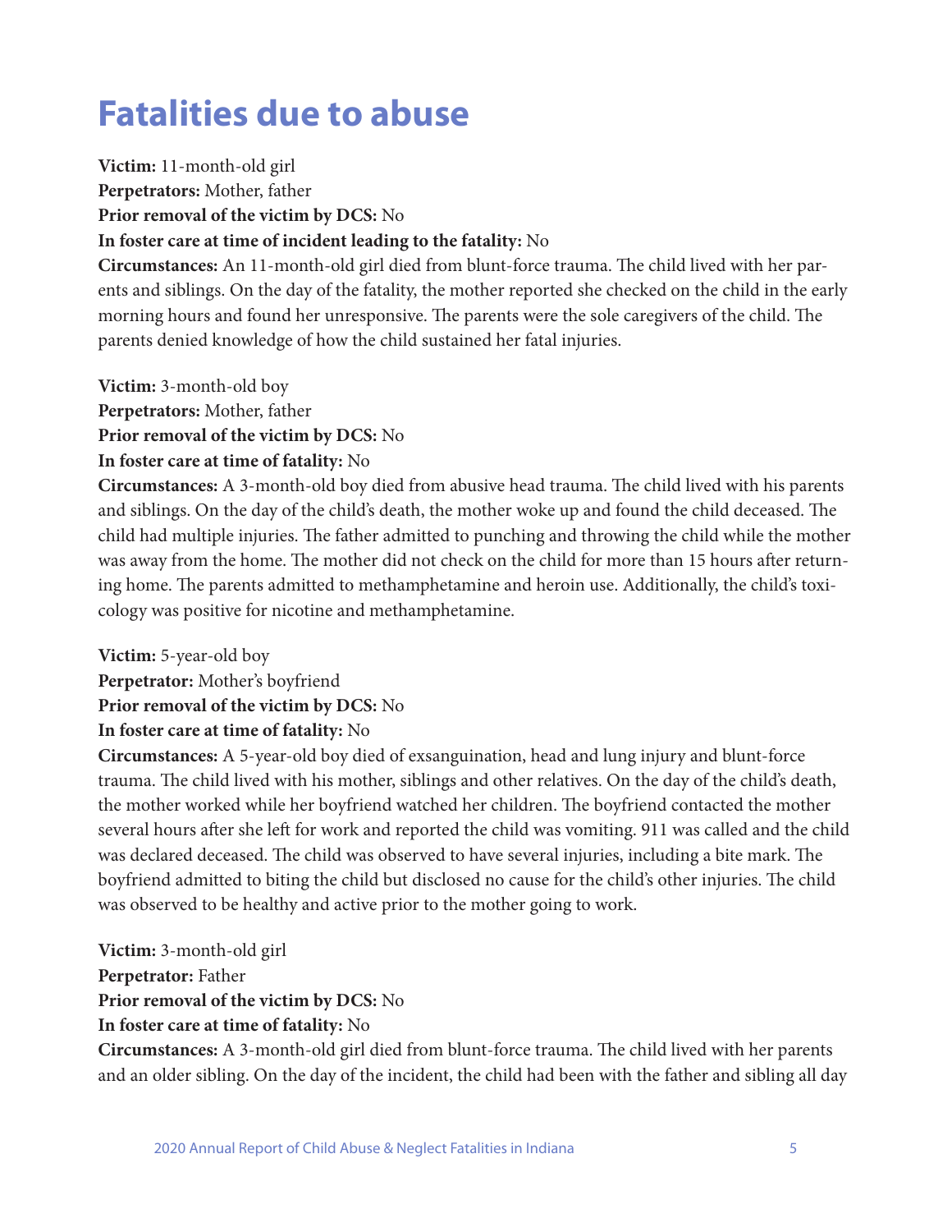# Fatalities due to abuse

**Victim:** 11-month-old girl
**Perpetrators:** Mother, father
**Prior removal of the victim by DCS:** No
**In foster care at time of incident leading to the fatality:** No
**Circumstances:** An 11-month-old girl died from blunt-force trauma. The child lived with her parents and siblings. On the day of the fatality, the mother reported she checked on the child in the early morning hours and found her unresponsive. The parents were the sole caregivers of the child. The parents denied knowledge of how the child sustained her fatal injuries.

**Victim:** 3-month-old boy
**Perpetrators:** Mother, father
**Prior removal of the victim by DCS:** No
**In foster care at time of fatality:** No
**Circumstances:** A 3-month-old boy died from abusive head trauma. The child lived with his parents and siblings. On the day of the child's death, the mother woke up and found the child deceased. The child had multiple injuries. The father admitted to punching and throwing the child while the mother was away from the home. The mother did not check on the child for more than 15 hours after returning home. The parents admitted to methamphetamine and heroin use. Additionally, the child's toxicology was positive for nicotine and methamphetamine.

**Victim:** 5-year-old boy
**Perpetrator:** Mother's boyfriend
**Prior removal of the victim by DCS:** No
**In foster care at time of fatality:** No
**Circumstances:** A 5-year-old boy died of exsanguination, head and lung injury and blunt-force trauma. The child lived with his mother, siblings and other relatives. On the day of the child's death, the mother worked while her boyfriend watched her children. The boyfriend contacted the mother several hours after she left for work and reported the child was vomiting. 911 was called and the child was declared deceased. The child was observed to have several injuries, including a bite mark. The boyfriend admitted to biting the child but disclosed no cause for the child's other injuries. The child was observed to be healthy and active prior to the mother going to work.

**Victim:** 3-month-old girl
**Perpetrator:** Father
**Prior removal of the victim by DCS:** No
**In foster care at time of fatality:** No
**Circumstances:** A 3-month-old girl died from blunt-force trauma. The child lived with her parents and an older sibling. On the day of the incident, the child had been with the father and sibling all day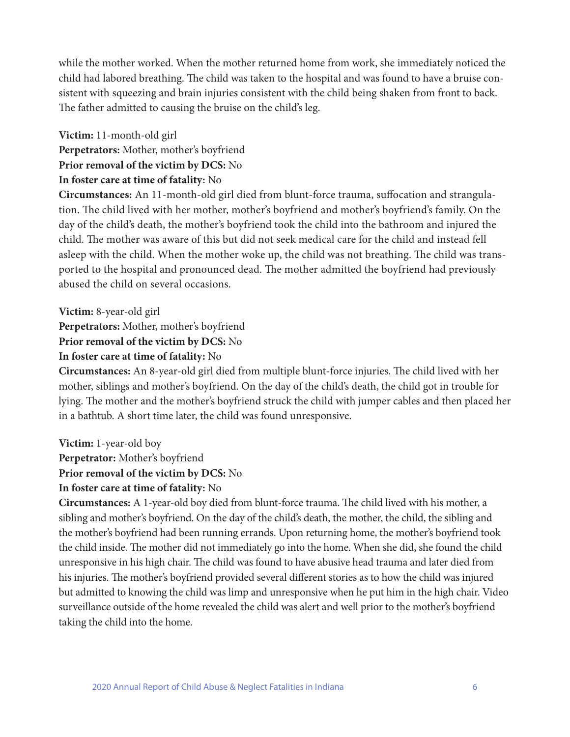while the mother worked. When the mother returned home from work, she immediately noticed the child had labored breathing. The child was taken to the hospital and was found to have a bruise consistent with squeezing and brain injuries consistent with the child being shaken from front to back. The father admitted to causing the bruise on the child's leg.

**Victim:** 11-month-old girl
**Perpetrators:** Mother, mother's boyfriend
**Prior removal of the victim by DCS:** No
**In foster care at time of fatality:** No
**Circumstances:** An 11-month-old girl died from blunt-force trauma, suffocation and strangulation. The child lived with her mother, mother's boyfriend and mother's boyfriend's family. On the day of the child's death, the mother's boyfriend took the child into the bathroom and injured the child. The mother was aware of this but did not seek medical care for the child and instead fell asleep with the child. When the mother woke up, the child was not breathing. The child was transported to the hospital and pronounced dead. The mother admitted the boyfriend had previously abused the child on several occasions.

**Victim:** 8-year-old girl
**Perpetrators:** Mother, mother's boyfriend
**Prior removal of the victim by DCS:** No
**In foster care at time of fatality:** No
**Circumstances:** An 8-year-old girl died from multiple blunt-force injuries. The child lived with her mother, siblings and mother's boyfriend. On the day of the child's death, the child got in trouble for lying. The mother and the mother's boyfriend struck the child with jumper cables and then placed her in a bathtub. A short time later, the child was found unresponsive.

**Victim:** 1-year-old boy
**Perpetrator:** Mother's boyfriend
**Prior removal of the victim by DCS:** No
**In foster care at time of fatality:** No
**Circumstances:** A 1-year-old boy died from blunt-force trauma. The child lived with his mother, a sibling and mother's boyfriend. On the day of the child's death, the mother, the child, the sibling and the mother's boyfriend had been running errands. Upon returning home, the mother's boyfriend took the child inside. The mother did not immediately go into the home. When she did, she found the child unresponsive in his high chair. The child was found to have abusive head trauma and later died from his injuries. The mother's boyfriend provided several different stories as to how the child was injured but admitted to knowing the child was limp and unresponsive when he put him in the high chair. Video surveillance outside of the home revealed the child was alert and well prior to the mother's boyfriend taking the child into the home.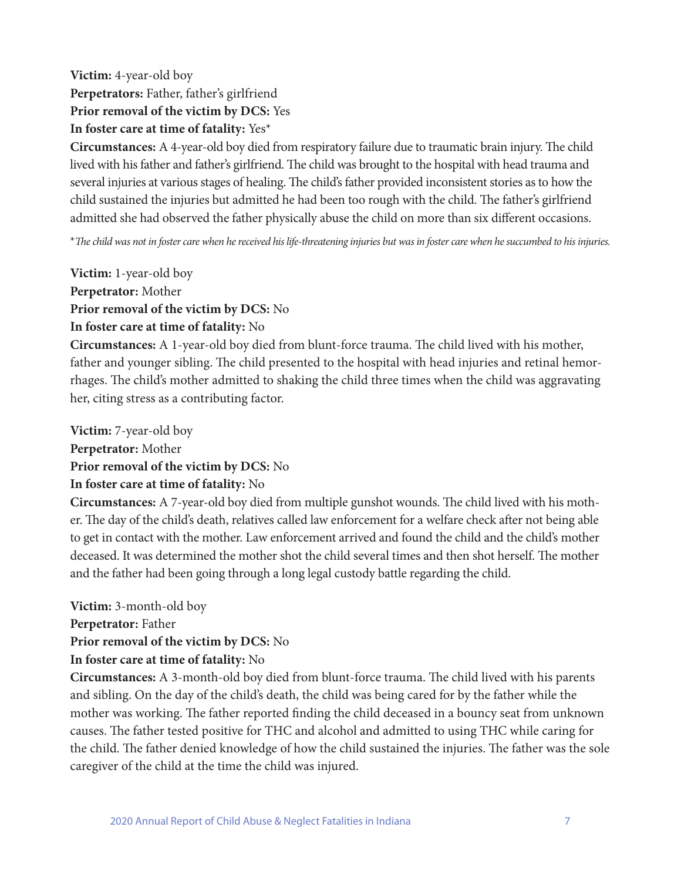**Victim:** 4-year-old boy
**Perpetrators:** Father, father's girlfriend
**Prior removal of the victim by DCS:** Yes
**In foster care at time of fatality:** Yes*
**Circumstances:** A 4-year-old boy died from respiratory failure due to traumatic brain injury. The child lived with his father and father's girlfriend. The child was brought to the hospital with head trauma and several injuries at various stages of healing. The child's father provided inconsistent stories as to how the child sustained the injuries but admitted he had been too rough with the child. The father's girlfriend admitted she had observed the father physically abuse the child on more than six different occasions.

*\*The child was not in foster care when he received his life-threatening injuries but was in foster care when he succumbed to his injuries.*

**Victim:** 1-year-old boy
**Perpetrator:** Mother
**Prior removal of the victim by DCS:** No
**In foster care at time of fatality:** No
**Circumstances:** A 1-year-old boy died from blunt-force trauma. The child lived with his mother, father and younger sibling. The child presented to the hospital with head injuries and retinal hemorrhages. The child's mother admitted to shaking the child three times when the child was aggravating her, citing stress as a contributing factor.

**Victim:** 7-year-old boy
**Perpetrator:** Mother
**Prior removal of the victim by DCS:** No
**In foster care at time of fatality:** No
**Circumstances:** A 7-year-old boy died from multiple gunshot wounds. The child lived with his mother. The day of the child's death, relatives called law enforcement for a welfare check after not being able to get in contact with the mother. Law enforcement arrived and found the child and the child's mother deceased. It was determined the mother shot the child several times and then shot herself. The mother and the father had been going through a long legal custody battle regarding the child.

**Victim:** 3-month-old boy
**Perpetrator:** Father
**Prior removal of the victim by DCS:** No
**In foster care at time of fatality:** No
**Circumstances:** A 3-month-old boy died from blunt-force trauma. The child lived with his parents and sibling. On the day of the child's death, the child was being cared for by the father while the mother was working. The father reported finding the child deceased in a bouncy seat from unknown causes. The father tested positive for THC and alcohol and admitted to using THC while caring for the child. The father denied knowledge of how the child sustained the injuries. The father was the sole caregiver of the child at the time the child was injured.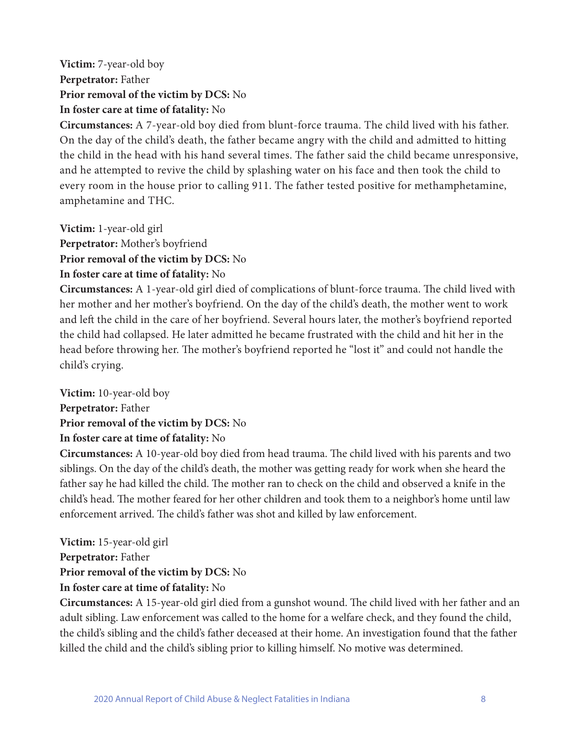**Victim:** 7-year-old boy
**Perpetrator:** Father
**Prior removal of the victim by DCS:** No
**In foster care at time of fatality:** No
**Circumstances:** A 7-year-old boy died from blunt-force trauma. The child lived with his father. On the day of the child's death, the father became angry with the child and admitted to hitting the child in the head with his hand several times. The father said the child became unresponsive, and he attempted to revive the child by splashing water on his face and then took the child to every room in the house prior to calling 911. The father tested positive for methamphetamine, amphetamine and THC.

**Victim:** 1-year-old girl
**Perpetrator:** Mother's boyfriend
**Prior removal of the victim by DCS:** No
**In foster care at time of fatality:** No
**Circumstances:** A 1-year-old girl died of complications of blunt-force trauma. The child lived with her mother and her mother's boyfriend. On the day of the child's death, the mother went to work and left the child in the care of her boyfriend. Several hours later, the mother's boyfriend reported the child had collapsed. He later admitted he became frustrated with the child and hit her in the head before throwing her. The mother's boyfriend reported he "lost it" and could not handle the child's crying.

**Victim:** 10-year-old boy
**Perpetrator:** Father
**Prior removal of the victim by DCS:** No
**In foster care at time of fatality:** No
**Circumstances:** A 10-year-old boy died from head trauma. The child lived with his parents and two siblings. On the day of the child's death, the mother was getting ready for work when she heard the father say he had killed the child. The mother ran to check on the child and observed a knife in the child's head. The mother feared for her other children and took them to a neighbor's home until law enforcement arrived. The child's father was shot and killed by law enforcement.

**Victim:** 15-year-old girl
**Perpetrator:** Father
**Prior removal of the victim by DCS:** No
**In foster care at time of fatality:** No
**Circumstances:** A 15-year-old girl died from a gunshot wound. The child lived with her father and an adult sibling. Law enforcement was called to the home for a welfare check, and they found the child, the child's sibling and the child's father deceased at their home. An investigation found that the father killed the child and the child's sibling prior to killing himself. No motive was determined.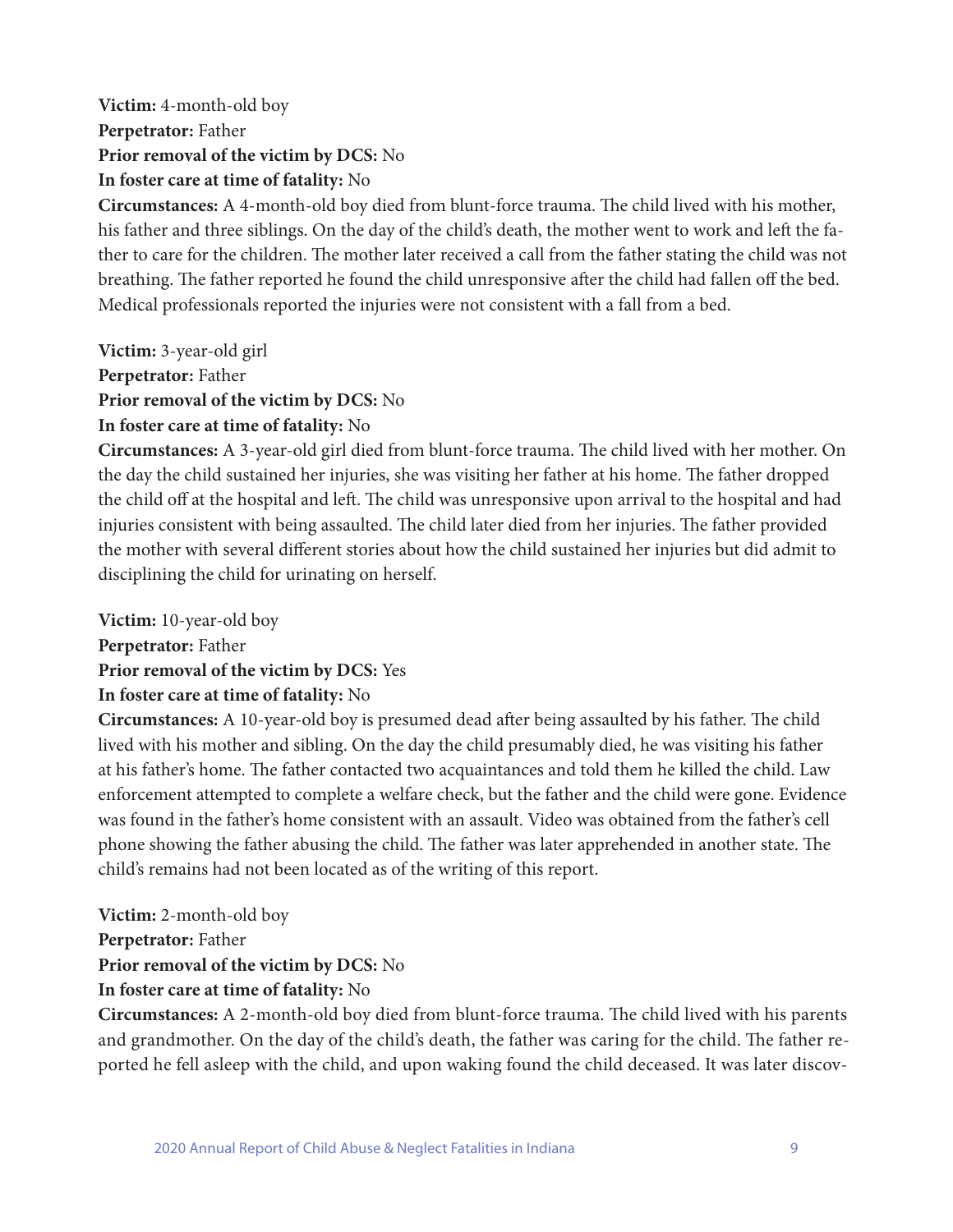**Victim:** 4-month-old boy
**Perpetrator:** Father
**Prior removal of the victim by DCS:** No
**In foster care at time of fatality:** No
**Circumstances:** A 4-month-old boy died from blunt-force trauma. The child lived with his mother, his father and three siblings. On the day of the child's death, the mother went to work and left the father to care for the children. The mother later received a call from the father stating the child was not breathing. The father reported he found the child unresponsive after the child had fallen off the bed. Medical professionals reported the injuries were not consistent with a fall from a bed.

**Victim:** 3-year-old girl
**Perpetrator:** Father
**Prior removal of the victim by DCS:** No
**In foster care at time of fatality:** No
**Circumstances:** A 3-year-old girl died from blunt-force trauma. The child lived with her mother. On the day the child sustained her injuries, she was visiting her father at his home. The father dropped the child off at the hospital and left. The child was unresponsive upon arrival to the hospital and had injuries consistent with being assaulted. The child later died from her injuries. The father provided the mother with several different stories about how the child sustained her injuries but did admit to disciplining the child for urinating on herself.

**Victim:** 10-year-old boy
**Perpetrator:** Father
**Prior removal of the victim by DCS:** Yes
**In foster care at time of fatality:** No
**Circumstances:** A 10-year-old boy is presumed dead after being assaulted by his father. The child lived with his mother and sibling. On the day the child presumably died, he was visiting his father at his father's home. The father contacted two acquaintances and told them he killed the child. Law enforcement attempted to complete a welfare check, but the father and the child were gone. Evidence was found in the father's home consistent with an assault. Video was obtained from the father's cell phone showing the father abusing the child. The father was later apprehended in another state. The child's remains had not been located as of the writing of this report.

**Victim:** 2-month-old boy
**Perpetrator:** Father
**Prior removal of the victim by DCS:** No
**In foster care at time of fatality:** No
**Circumstances:** A 2-month-old boy died from blunt-force trauma. The child lived with his parents and grandmother. On the day of the child's death, the father was caring for the child. The father reported he fell asleep with the child, and upon waking found the child deceased. It was later discov-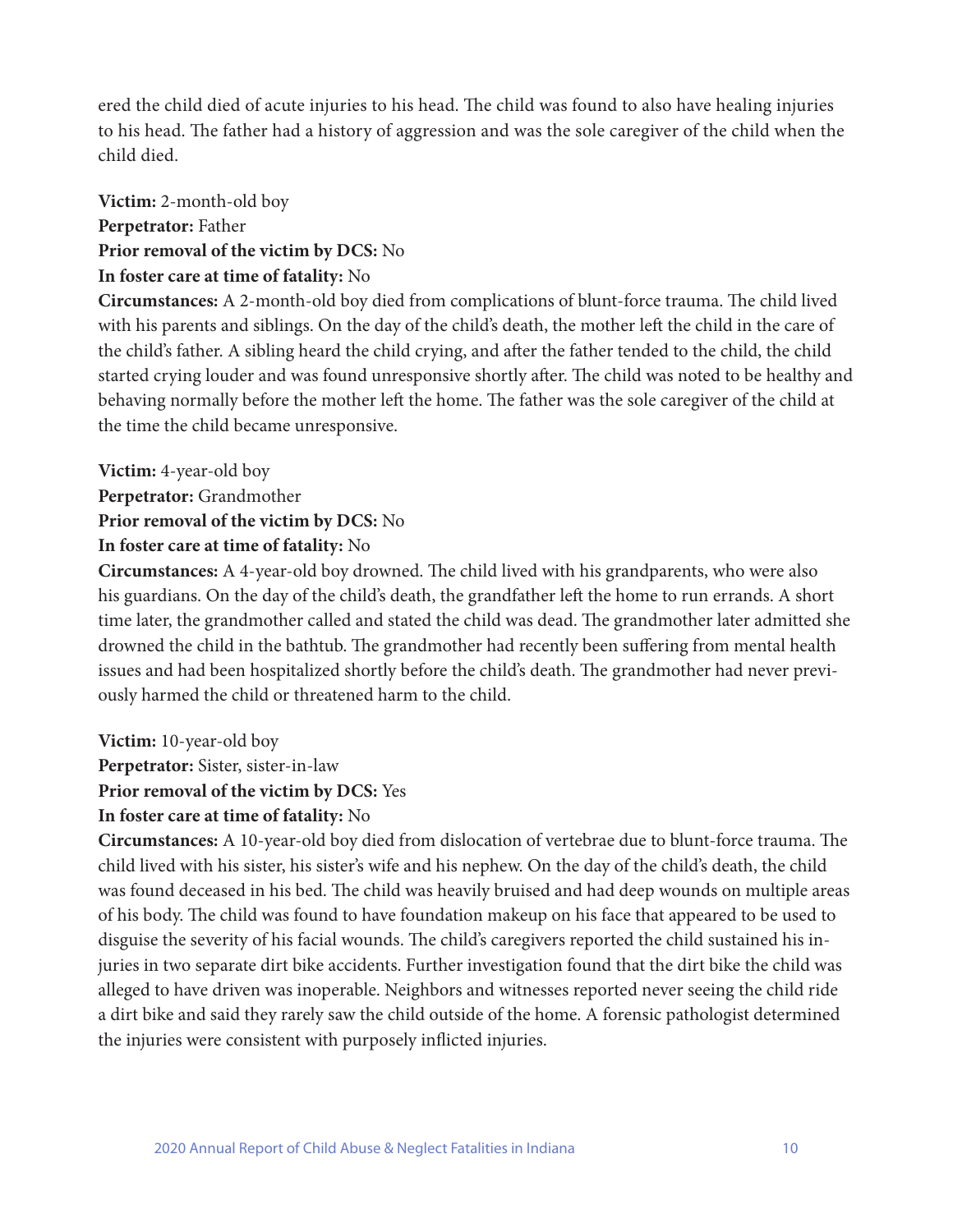ered the child died of acute injuries to his head. The child was found to also have healing injuries to his head. The father had a history of aggression and was the sole caregiver of the child when the child died.

**Victim:** 2-month-old boy
**Perpetrator:** Father
**Prior removal of the victim by DCS:** No
**In foster care at time of fatality:** No
**Circumstances:** A 2-month-old boy died from complications of blunt-force trauma. The child lived with his parents and siblings. On the day of the child's death, the mother left the child in the care of the child's father. A sibling heard the child crying, and after the father tended to the child, the child started crying louder and was found unresponsive shortly after. The child was noted to be healthy and behaving normally before the mother left the home. The father was the sole caregiver of the child at the time the child became unresponsive.

**Victim:** 4-year-old boy
**Perpetrator:** Grandmother
**Prior removal of the victim by DCS:** No
**In foster care at time of fatality:** No
**Circumstances:** A 4-year-old boy drowned. The child lived with his grandparents, who were also his guardians. On the day of the child's death, the grandfather left the home to run errands. A short time later, the grandmother called and stated the child was dead. The grandmother later admitted she drowned the child in the bathtub. The grandmother had recently been suffering from mental health issues and had been hospitalized shortly before the child's death. The grandmother had never previously harmed the child or threatened harm to the child.

**Victim:** 10-year-old boy
**Perpetrator:** Sister, sister-in-law
**Prior removal of the victim by DCS:** Yes
**In foster care at time of fatality:** No
**Circumstances:** A 10-year-old boy died from dislocation of vertebrae due to blunt-force trauma. The child lived with his sister, his sister's wife and his nephew. On the day of the child's death, the child was found deceased in his bed. The child was heavily bruised and had deep wounds on multiple areas of his body. The child was found to have foundation makeup on his face that appeared to be used to disguise the severity of his facial wounds. The child's caregivers reported the child sustained his injuries in two separate dirt bike accidents. Further investigation found that the dirt bike the child was alleged to have driven was inoperable. Neighbors and witnesses reported never seeing the child ride a dirt bike and said they rarely saw the child outside of the home. A forensic pathologist determined the injuries were consistent with purposely inflicted injuries.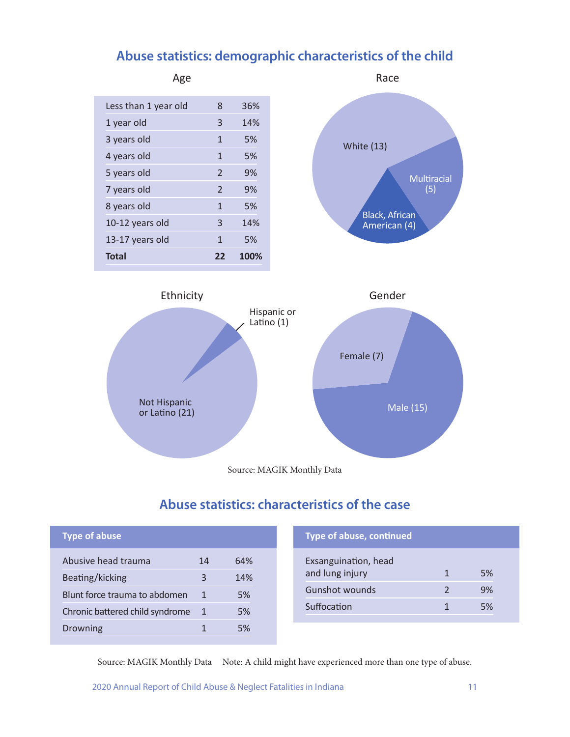## Abuse statistics: demographic characteristics of the child

### Age

| Age | Count | Percent |
|---|---|---|
| Less than 1 year old | 8 | 36% |
| 1 year old | 3 | 14% |
| 3 years old | 1 | 5% |
| 4 years old | 1 | 5% |
| 5 years old | 2 | 9% |
| 7 years old | 2 | 9% |
| 8 years old | 1 | 5% |
| 10-12 years old | 3 | 14% |
| 13-17 years old | 1 | 5% |
| **Total** | **22** | **100%** |

### Race

White (13)

Multiracial (5)

Black, African American (4)

### Ethnicity

Hispanic or Latino (1)

Not Hispanic or Latino (21)

### Gender

Female (7)

Male (15)

Source: MAGIK Monthly Data

## Abuse statistics: characteristics of the case

| Type of abuse | Count | Percent |
|---|---|---|
| Abusive head trauma | 14 | 64% |
| Beating/kicking | 3 | 14% |
| Blunt force trauma to abdomen | 1 | 5% |
| Chronic battered child syndrome | 1 | 5% |
| Drowning | 1 | 5% |
| Exsanguination, head and lung injury | 1 | 5% |
| Gunshot wounds | 2 | 9% |
| Suffocation | 1 | 5% |

Source: MAGIK Monthly Data Note: A child might have experienced more than one type of abuse.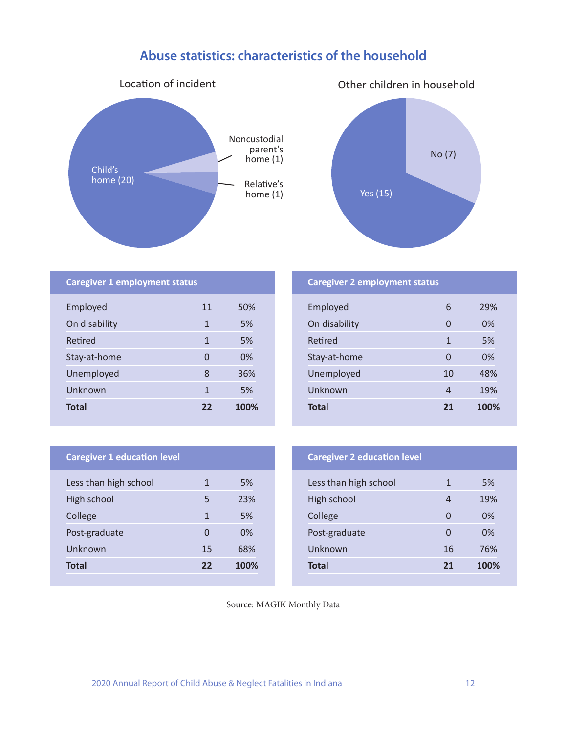# Abuse statistics: characteristics of the household

Location of incident

- Child's home (20)
- Noncustodial parent's home (1)
- Relative's home (1)

Other children in household

- Yes (15)
- No (7)

| Caregiver 1 employment status | | |
|---|---|---|
| Employed | 11 | 50% |
| On disability | 1 | 5% |
| Retired | 1 | 5% |
| Stay-at-home | 0 | 0% |
| Unemployed | 8 | 36% |
| Unknown | 1 | 5% |
| **Total** | **22** | **100%** |

| Caregiver 2 employment status | | |
|---|---|---|
| Employed | 6 | 29% |
| On disability | 0 | 0% |
| Retired | 1 | 5% |
| Stay-at-home | 0 | 0% |
| Unemployed | 10 | 48% |
| Unknown | 4 | 19% |
| **Total** | **21** | **100%** |

| Caregiver 1 education level | | |
|---|---|---|
| Less than high school | 1 | 5% |
| High school | 5 | 23% |
| College | 1 | 5% |
| Post-graduate | 0 | 0% |
| Unknown | 15 | 68% |
| **Total** | **22** | **100%** |

| Caregiver 2 education level | | |
|---|---|---|
| Less than high school | 1 | 5% |
| High school | 4 | 19% |
| College | 0 | 0% |
| Post-graduate | 0 | 0% |
| Unknown | 16 | 76% |
| **Total** | **21** | **100%** |

Source: MAGIK Monthly Data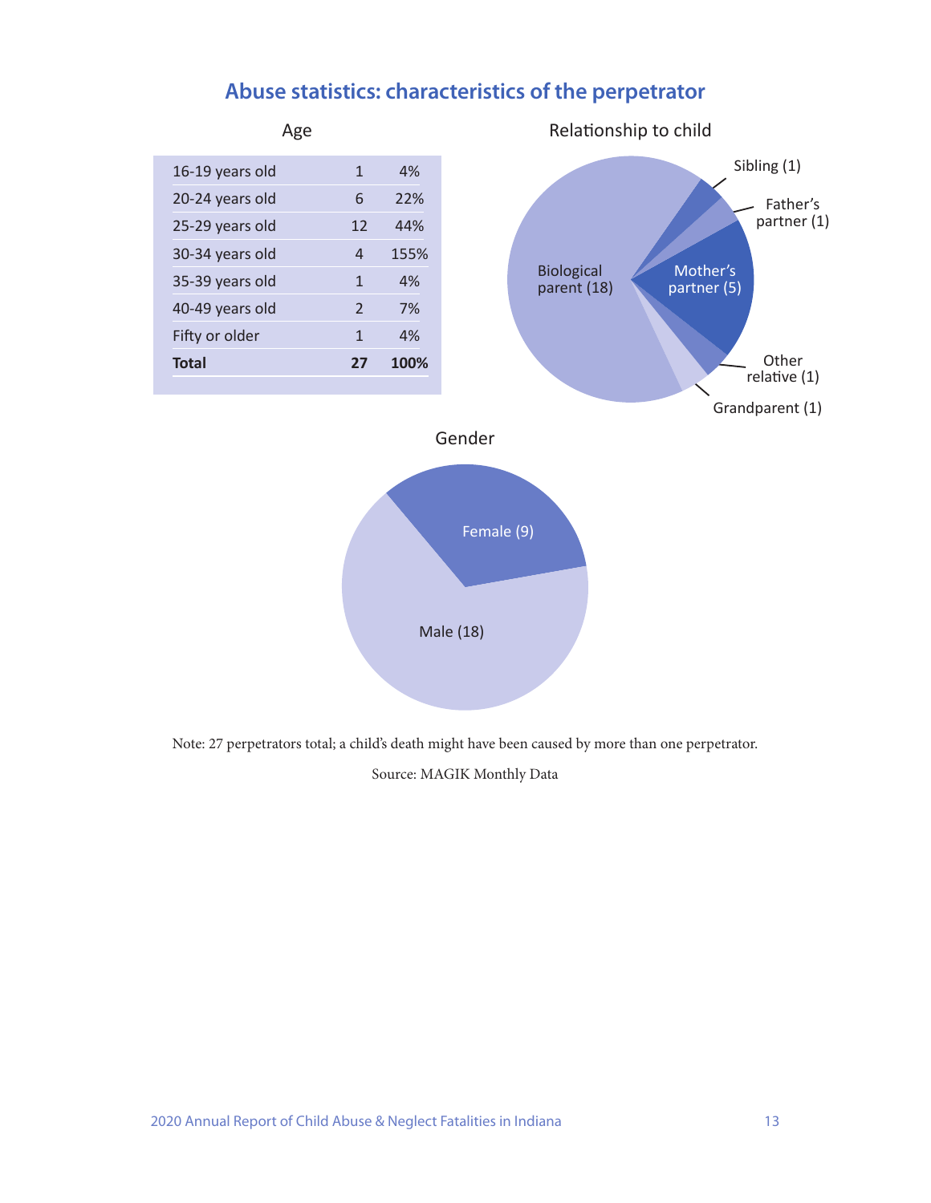## Abuse statistics: characteristics of the perpetrator

### Age

| Age | Count | Percent |
|---|---|---|
| 16-19 years old | 1 | 4% |
| 20-24 years old | 6 | 22% |
| 25-29 years old | 12 | 44% |
| 30-34 years old | 4 | 155% |
| 35-39 years old | 1 | 4% |
| 40-49 years old | 2 | 7% |
| Fifty or older | 1 | 4% |
| **Total** | **27** | **100%** |

### Relationship to child

- Biological parent (18)
- Mother's partner (5)
- Sibling (1)
- Father's partner (1)
- Other relative (1)
- Grandparent (1)

### Gender

- Male (18)
- Female (9)

Note: 27 perpetrators total; a child's death might have been caused by more than one perpetrator.

Source: MAGIK Monthly Data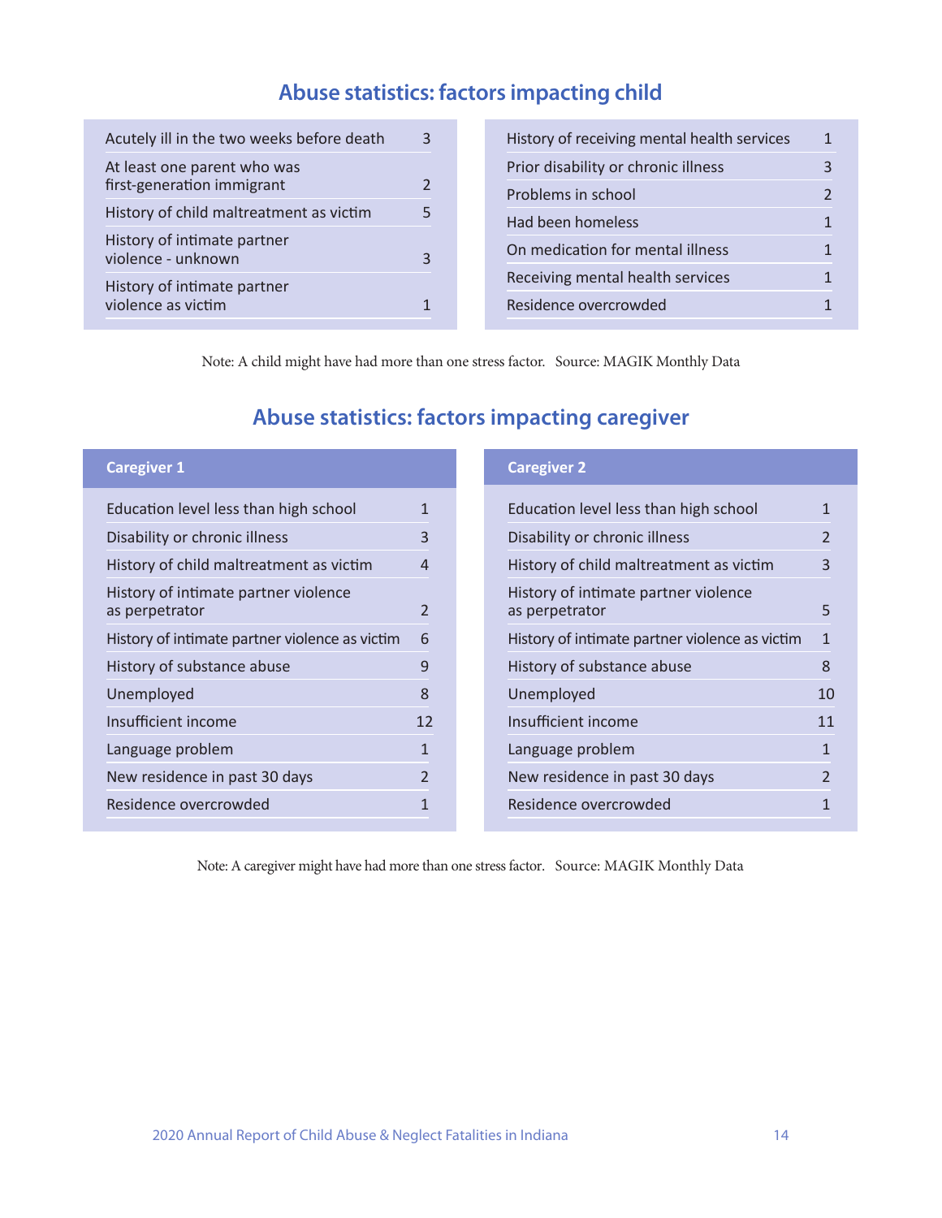## Abuse statistics: factors impacting child

| Factor | Count |
| --- | --- |
| Acutely ill in the two weeks before death | 3 |
| At least one parent who was first-generation immigrant | 2 |
| History of child maltreatment as victim | 5 |
| History of intimate partner violence - unknown | 3 |
| History of intimate partner violence as victim | 1 |
| History of receiving mental health services | 1 |
| Prior disability or chronic illness | 3 |
| Problems in school | 2 |
| Had been homeless | 1 |
| On medication for mental illness | 1 |
| Receiving mental health services | 1 |
| Residence overcrowded | 1 |

Note: A child might have had more than one stress factor. Source: MAGIK Monthly Data

## Abuse statistics: factors impacting caregiver

**Caregiver 1**

| Factor | Count |
| --- | --- |
| Education level less than high school | 1 |
| Disability or chronic illness | 3 |
| History of child maltreatment as victim | 4 |
| History of intimate partner violence as perpetrator | 2 |
| History of intimate partner violence as victim | 6 |
| History of substance abuse | 9 |
| Unemployed | 8 |
| Insufficient income | 12 |
| Language problem | 1 |
| New residence in past 30 days | 2 |
| Residence overcrowded | 1 |

**Caregiver 2**

| Factor | Count |
| --- | --- |
| Education level less than high school | 1 |
| Disability or chronic illness | 2 |
| History of child maltreatment as victim | 3 |
| History of intimate partner violence as perpetrator | 5 |
| History of intimate partner violence as victim | 1 |
| History of substance abuse | 8 |
| Unemployed | 10 |
| Insufficient income | 11 |
| Language problem | 1 |
| New residence in past 30 days | 2 |
| Residence overcrowded | 1 |

Note: A caregiver might have had more than one stress factor. Source: MAGIK Monthly Data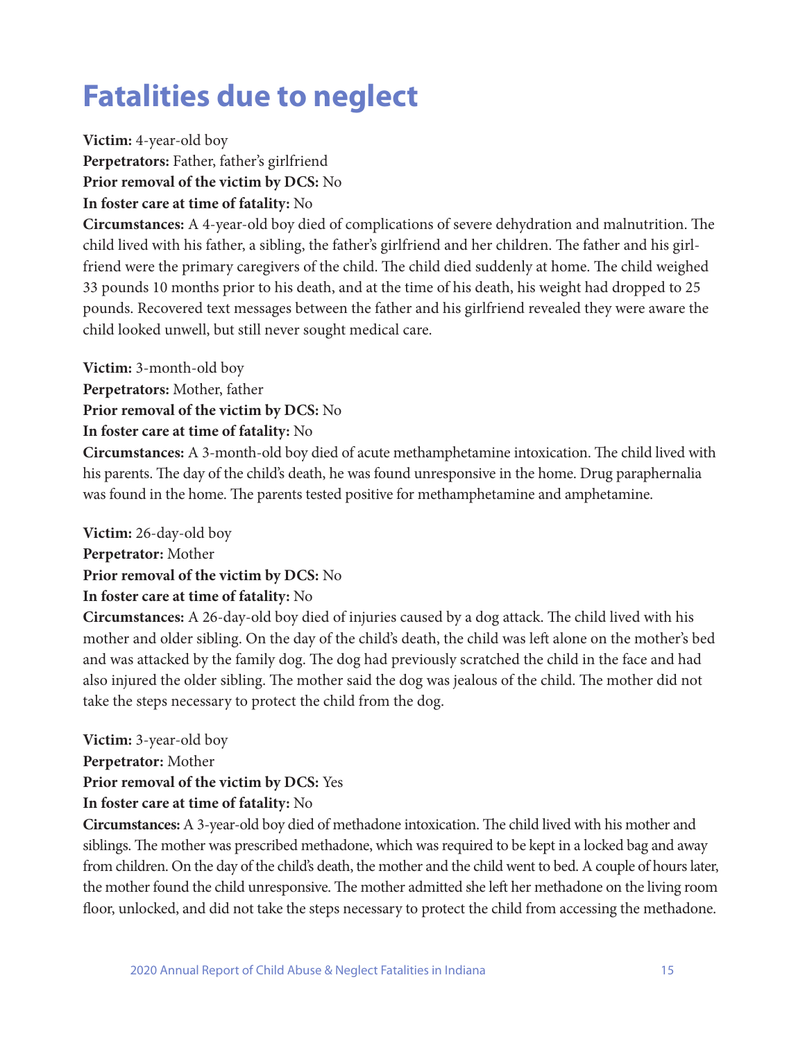# Fatalities due to neglect

**Victim:** 4-year-old boy
**Perpetrators:** Father, father's girlfriend
**Prior removal of the victim by DCS:** No
**In foster care at time of fatality:** No
**Circumstances:** A 4-year-old boy died of complications of severe dehydration and malnutrition. The child lived with his father, a sibling, the father's girlfriend and her children. The father and his girlfriend were the primary caregivers of the child. The child died suddenly at home. The child weighed 33 pounds 10 months prior to his death, and at the time of his death, his weight had dropped to 25 pounds. Recovered text messages between the father and his girlfriend revealed they were aware the child looked unwell, but still never sought medical care.

**Victim:** 3-month-old boy
**Perpetrators:** Mother, father
**Prior removal of the victim by DCS:** No
**In foster care at time of fatality:** No
**Circumstances:** A 3-month-old boy died of acute methamphetamine intoxication. The child lived with his parents. The day of the child's death, he was found unresponsive in the home. Drug paraphernalia was found in the home. The parents tested positive for methamphetamine and amphetamine.

**Victim:** 26-day-old boy
**Perpetrator:** Mother
**Prior removal of the victim by DCS:** No
**In foster care at time of fatality:** No
**Circumstances:** A 26-day-old boy died of injuries caused by a dog attack. The child lived with his mother and older sibling. On the day of the child's death, the child was left alone on the mother's bed and was attacked by the family dog. The dog had previously scratched the child in the face and had also injured the older sibling. The mother said the dog was jealous of the child. The mother did not take the steps necessary to protect the child from the dog.

**Victim:** 3-year-old boy
**Perpetrator:** Mother
**Prior removal of the victim by DCS:** Yes
**In foster care at time of fatality:** No
**Circumstances:** A 3-year-old boy died of methadone intoxication. The child lived with his mother and siblings. The mother was prescribed methadone, which was required to be kept in a locked bag and away from children. On the day of the child's death, the mother and the child went to bed. A couple of hours later, the mother found the child unresponsive. The mother admitted she left her methadone on the living room floor, unlocked, and did not take the steps necessary to protect the child from accessing the methadone.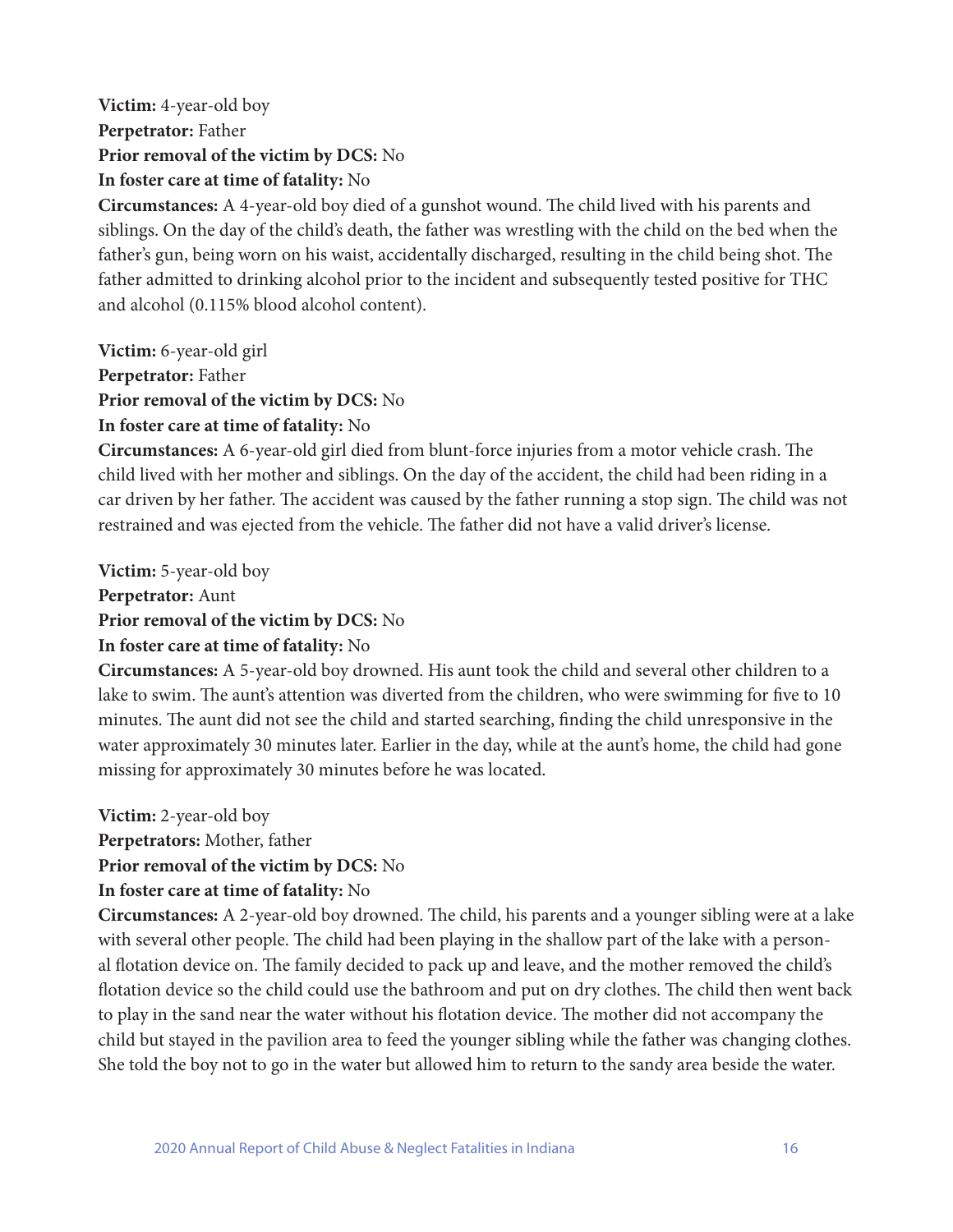**Victim:** 4-year-old boy
**Perpetrator:** Father
**Prior removal of the victim by DCS:** No
**In foster care at time of fatality:** No
**Circumstances:** A 4-year-old boy died of a gunshot wound. The child lived with his parents and siblings. On the day of the child's death, the father was wrestling with the child on the bed when the father's gun, being worn on his waist, accidentally discharged, resulting in the child being shot. The father admitted to drinking alcohol prior to the incident and subsequently tested positive for THC and alcohol (0.115% blood alcohol content).

**Victim:** 6-year-old girl
**Perpetrator:** Father
**Prior removal of the victim by DCS:** No
**In foster care at time of fatality:** No
**Circumstances:** A 6-year-old girl died from blunt-force injuries from a motor vehicle crash. The child lived with her mother and siblings. On the day of the accident, the child had been riding in a car driven by her father. The accident was caused by the father running a stop sign. The child was not restrained and was ejected from the vehicle. The father did not have a valid driver's license.

**Victim:** 5-year-old boy
**Perpetrator:** Aunt
**Prior removal of the victim by DCS:** No
**In foster care at time of fatality:** No
**Circumstances:** A 5-year-old boy drowned. His aunt took the child and several other children to a lake to swim. The aunt's attention was diverted from the children, who were swimming for five to 10 minutes. The aunt did not see the child and started searching, finding the child unresponsive in the water approximately 30 minutes later. Earlier in the day, while at the aunt's home, the child had gone missing for approximately 30 minutes before he was located.

**Victim:** 2-year-old boy
**Perpetrators:** Mother, father
**Prior removal of the victim by DCS:** No
**In foster care at time of fatality:** No
**Circumstances:** A 2-year-old boy drowned. The child, his parents and a younger sibling were at a lake with several other people. The child had been playing in the shallow part of the lake with a personal flotation device on. The family decided to pack up and leave, and the mother removed the child's flotation device so the child could use the bathroom and put on dry clothes. The child then went back to play in the sand near the water without his flotation device. The mother did not accompany the child but stayed in the pavilion area to feed the younger sibling while the father was changing clothes. She told the boy not to go in the water but allowed him to return to the sandy area beside the water.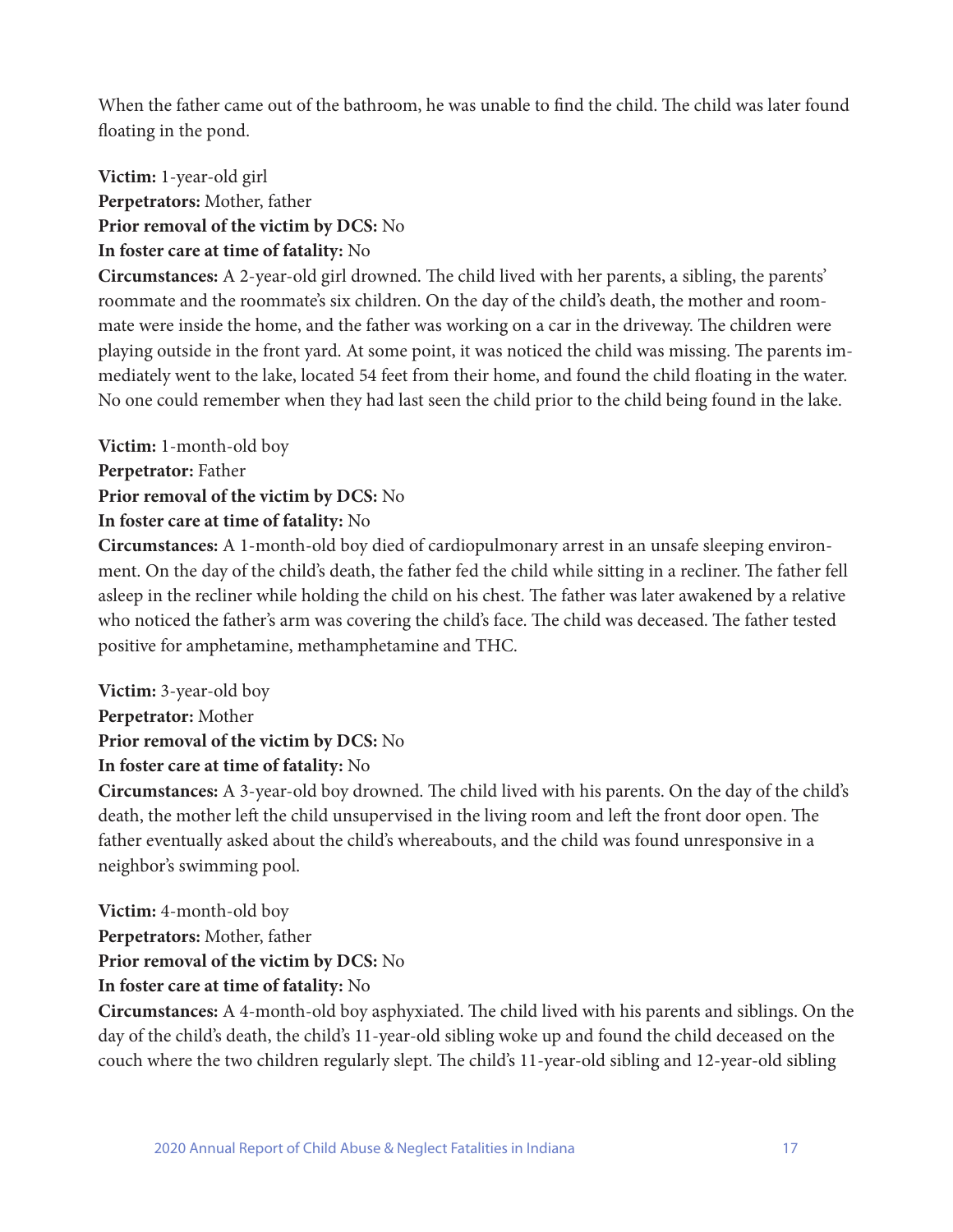When the father came out of the bathroom, he was unable to find the child. The child was later found floating in the pond.

**Victim:** 1-year-old girl
**Perpetrators:** Mother, father
**Prior removal of the victim by DCS:** No
**In foster care at time of fatality:** No
**Circumstances:** A 2-year-old girl drowned. The child lived with her parents, a sibling, the parents' roommate and the roommate's six children. On the day of the child's death, the mother and roommate were inside the home, and the father was working on a car in the driveway. The children were playing outside in the front yard. At some point, it was noticed the child was missing. The parents immediately went to the lake, located 54 feet from their home, and found the child floating in the water. No one could remember when they had last seen the child prior to the child being found in the lake.

**Victim:** 1-month-old boy
**Perpetrator:** Father
**Prior removal of the victim by DCS:** No
**In foster care at time of fatality:** No
**Circumstances:** A 1-month-old boy died of cardiopulmonary arrest in an unsafe sleeping environment. On the day of the child's death, the father fed the child while sitting in a recliner. The father fell asleep in the recliner while holding the child on his chest. The father was later awakened by a relative who noticed the father's arm was covering the child's face. The child was deceased. The father tested positive for amphetamine, methamphetamine and THC.

**Victim:** 3-year-old boy
**Perpetrator:** Mother
**Prior removal of the victim by DCS:** No
**In foster care at time of fatality:** No
**Circumstances:** A 3-year-old boy drowned. The child lived with his parents. On the day of the child's death, the mother left the child unsupervised in the living room and left the front door open. The father eventually asked about the child's whereabouts, and the child was found unresponsive in a neighbor's swimming pool.

**Victim:** 4-month-old boy
**Perpetrators:** Mother, father
**Prior removal of the victim by DCS:** No
**In foster care at time of fatality:** No
**Circumstances:** A 4-month-old boy asphyxiated. The child lived with his parents and siblings. On the day of the child's death, the child's 11-year-old sibling woke up and found the child deceased on the couch where the two children regularly slept. The child's 11-year-old sibling and 12-year-old sibling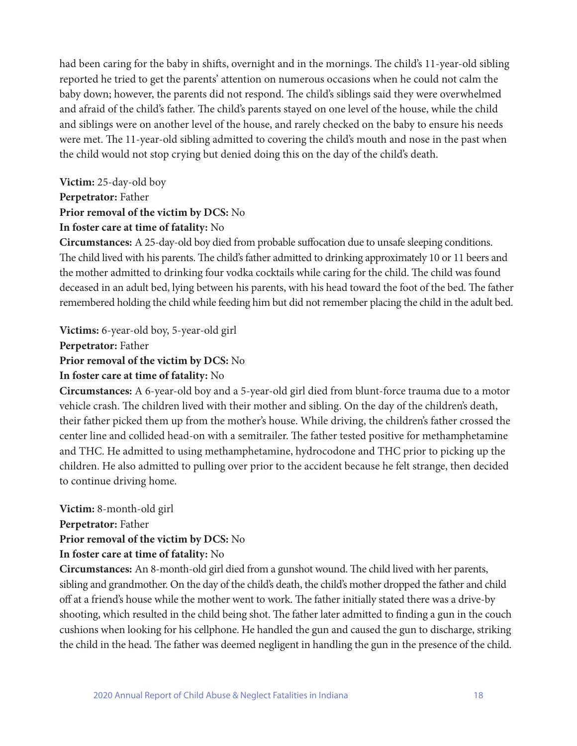had been caring for the baby in shifts, overnight and in the mornings. The child's 11-year-old sibling reported he tried to get the parents' attention on numerous occasions when he could not calm the baby down; however, the parents did not respond. The child's siblings said they were overwhelmed and afraid of the child's father. The child's parents stayed on one level of the house, while the child and siblings were on another level of the house, and rarely checked on the baby to ensure his needs were met. The 11-year-old sibling admitted to covering the child's mouth and nose in the past when the child would not stop crying but denied doing this on the day of the child's death.

**Victim:** 25-day-old boy
**Perpetrator:** Father
**Prior removal of the victim by DCS:** No
**In foster care at time of fatality:** No
**Circumstances:** A 25-day-old boy died from probable suffocation due to unsafe sleeping conditions. The child lived with his parents. The child's father admitted to drinking approximately 10 or 11 beers and the mother admitted to drinking four vodka cocktails while caring for the child. The child was found deceased in an adult bed, lying between his parents, with his head toward the foot of the bed. The father remembered holding the child while feeding him but did not remember placing the child in the adult bed.

**Victims:** 6-year-old boy, 5-year-old girl
**Perpetrator:** Father
**Prior removal of the victim by DCS:** No
**In foster care at time of fatality:** No
**Circumstances:** A 6-year-old boy and a 5-year-old girl died from blunt-force trauma due to a motor vehicle crash. The children lived with their mother and sibling. On the day of the children's death, their father picked them up from the mother's house. While driving, the children's father crossed the center line and collided head-on with a semitrailer. The father tested positive for methamphetamine and THC. He admitted to using methamphetamine, hydrocodone and THC prior to picking up the children. He also admitted to pulling over prior to the accident because he felt strange, then decided to continue driving home.

**Victim:** 8-month-old girl
**Perpetrator:** Father
**Prior removal of the victim by DCS:** No
**In foster care at time of fatality:** No
**Circumstances:** An 8-month-old girl died from a gunshot wound. The child lived with her parents, sibling and grandmother. On the day of the child's death, the child's mother dropped the father and child off at a friend's house while the mother went to work. The father initially stated there was a drive-by shooting, which resulted in the child being shot. The father later admitted to finding a gun in the couch cushions when looking for his cellphone. He handled the gun and caused the gun to discharge, striking the child in the head. The father was deemed negligent in handling the gun in the presence of the child.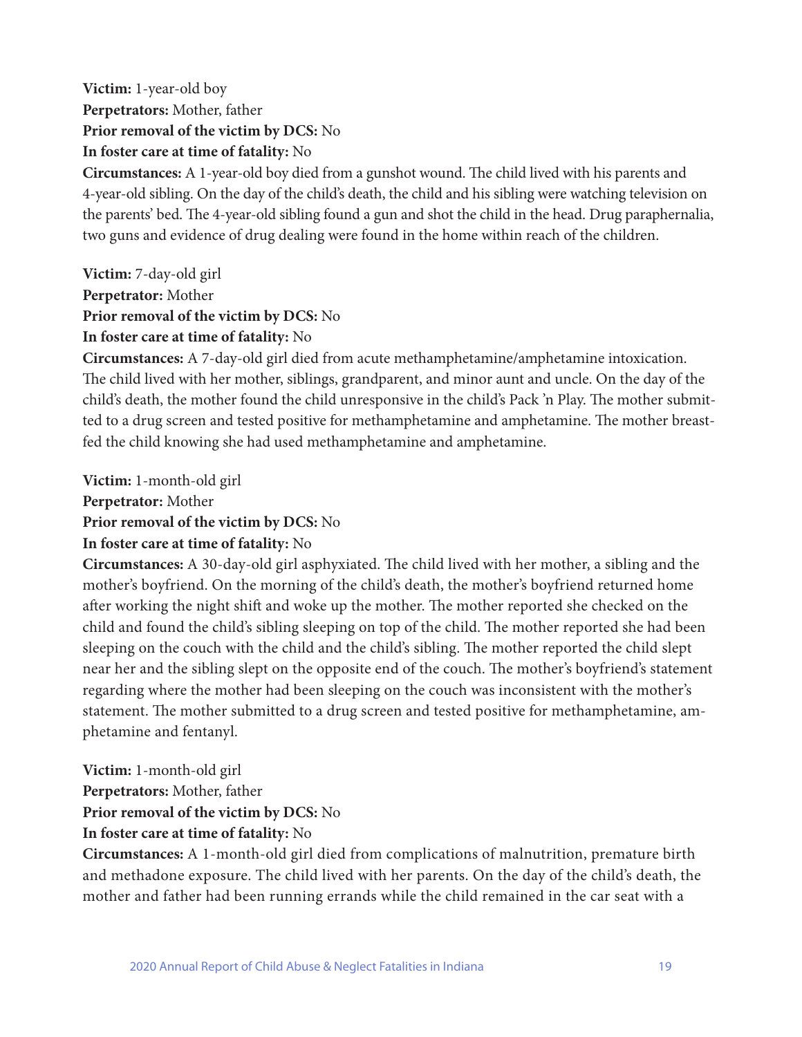**Victim:** 1-year-old boy
**Perpetrators:** Mother, father
**Prior removal of the victim by DCS:** No
**In foster care at time of fatality:** No
**Circumstances:** A 1-year-old boy died from a gunshot wound. The child lived with his parents and 4-year-old sibling. On the day of the child's death, the child and his sibling were watching television on the parents' bed. The 4-year-old sibling found a gun and shot the child in the head. Drug paraphernalia, two guns and evidence of drug dealing were found in the home within reach of the children.

**Victim:** 7-day-old girl
**Perpetrator:** Mother
**Prior removal of the victim by DCS:** No
**In foster care at time of fatality:** No
**Circumstances:** A 7-day-old girl died from acute methamphetamine/amphetamine intoxication. The child lived with her mother, siblings, grandparent, and minor aunt and uncle. On the day of the child's death, the mother found the child unresponsive in the child's Pack 'n Play. The mother submitted to a drug screen and tested positive for methamphetamine and amphetamine. The mother breastfed the child knowing she had used methamphetamine and amphetamine.

**Victim:** 1-month-old girl
**Perpetrator:** Mother
**Prior removal of the victim by DCS:** No
**In foster care at time of fatality:** No
**Circumstances:** A 30-day-old girl asphyxiated. The child lived with her mother, a sibling and the mother's boyfriend. On the morning of the child's death, the mother's boyfriend returned home after working the night shift and woke up the mother. The mother reported she checked on the child and found the child's sibling sleeping on top of the child. The mother reported she had been sleeping on the couch with the child and the child's sibling. The mother reported the child slept near her and the sibling slept on the opposite end of the couch. The mother's boyfriend's statement regarding where the mother had been sleeping on the couch was inconsistent with the mother's statement. The mother submitted to a drug screen and tested positive for methamphetamine, amphetamine and fentanyl.

**Victim:** 1-month-old girl
**Perpetrators:** Mother, father
**Prior removal of the victim by DCS:** No
**In foster care at time of fatality:** No
**Circumstances:** A 1-month-old girl died from complications of malnutrition, premature birth and methadone exposure. The child lived with her parents. On the day of the child's death, the mother and father had been running errands while the child remained in the car seat with a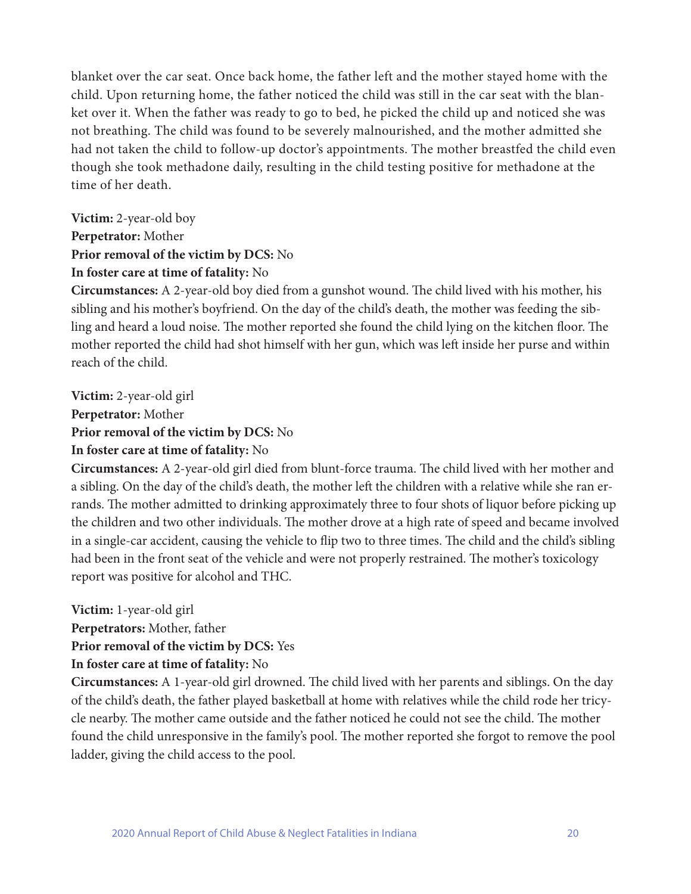blanket over the car seat. Once back home, the father left and the mother stayed home with the child. Upon returning home, the father noticed the child was still in the car seat with the blanket over it. When the father was ready to go to bed, he picked the child up and noticed she was not breathing. The child was found to be severely malnourished, and the mother admitted she had not taken the child to follow-up doctor's appointments. The mother breastfed the child even though she took methadone daily, resulting in the child testing positive for methadone at the time of her death.

**Victim:** 2-year-old boy
**Perpetrator:** Mother
**Prior removal of the victim by DCS:** No
**In foster care at time of fatality:** No
**Circumstances:** A 2-year-old boy died from a gunshot wound. The child lived with his mother, his sibling and his mother's boyfriend. On the day of the child's death, the mother was feeding the sibling and heard a loud noise. The mother reported she found the child lying on the kitchen floor. The mother reported the child had shot himself with her gun, which was left inside her purse and within reach of the child.

**Victim:** 2-year-old girl
**Perpetrator:** Mother
**Prior removal of the victim by DCS:** No
**In foster care at time of fatality:** No
**Circumstances:** A 2-year-old girl died from blunt-force trauma. The child lived with her mother and a sibling. On the day of the child's death, the mother left the children with a relative while she ran errands. The mother admitted to drinking approximately three to four shots of liquor before picking up the children and two other individuals. The mother drove at a high rate of speed and became involved in a single-car accident, causing the vehicle to flip two to three times. The child and the child's sibling had been in the front seat of the vehicle and were not properly restrained. The mother's toxicology report was positive for alcohol and THC.

**Victim:** 1-year-old girl
**Perpetrators:** Mother, father
**Prior removal of the victim by DCS:** Yes
**In foster care at time of fatality:** No
**Circumstances:** A 1-year-old girl drowned. The child lived with her parents and siblings. On the day of the child's death, the father played basketball at home with relatives while the child rode her tricycle nearby. The mother came outside and the father noticed he could not see the child. The mother found the child unresponsive in the family's pool. The mother reported she forgot to remove the pool ladder, giving the child access to the pool.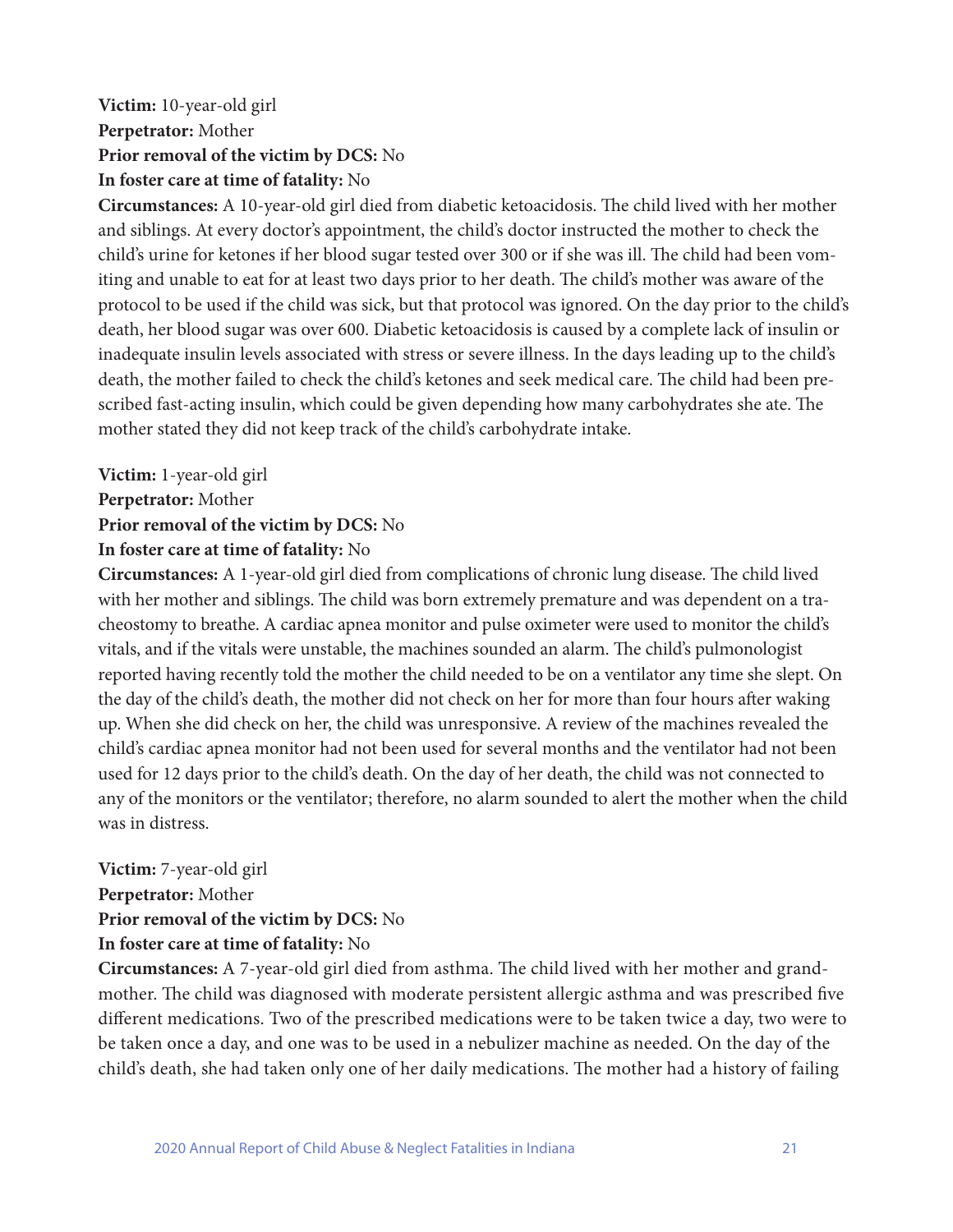**Victim:** 10-year-old girl  
**Perpetrator:** Mother  
**Prior removal of the victim by DCS:** No  
**In foster care at time of fatality:** No  
**Circumstances:** A 10-year-old girl died from diabetic ketoacidosis. The child lived with her mother and siblings. At every doctor's appointment, the child's doctor instructed the mother to check the child's urine for ketones if her blood sugar tested over 300 or if she was ill. The child had been vomiting and unable to eat for at least two days prior to her death. The child's mother was aware of the protocol to be used if the child was sick, but that protocol was ignored. On the day prior to the child's death, her blood sugar was over 600. Diabetic ketoacidosis is caused by a complete lack of insulin or inadequate insulin levels associated with stress or severe illness. In the days leading up to the child's death, the mother failed to check the child's ketones and seek medical care. The child had been prescribed fast-acting insulin, which could be given depending how many carbohydrates she ate. The mother stated they did not keep track of the child's carbohydrate intake.

**Victim:** 1-year-old girl  
**Perpetrator:** Mother  
**Prior removal of the victim by DCS:** No  
**In foster care at time of fatality:** No  
**Circumstances:** A 1-year-old girl died from complications of chronic lung disease. The child lived with her mother and siblings. The child was born extremely premature and was dependent on a tracheostomy to breathe. A cardiac apnea monitor and pulse oximeter were used to monitor the child's vitals, and if the vitals were unstable, the machines sounded an alarm. The child's pulmonologist reported having recently told the mother the child needed to be on a ventilator any time she slept. On the day of the child's death, the mother did not check on her for more than four hours after waking up. When she did check on her, the child was unresponsive. A review of the machines revealed the child's cardiac apnea monitor had not been used for several months and the ventilator had not been used for 12 days prior to the child's death. On the day of her death, the child was not connected to any of the monitors or the ventilator; therefore, no alarm sounded to alert the mother when the child was in distress.

**Victim:** 7-year-old girl  
**Perpetrator:** Mother  
**Prior removal of the victim by DCS:** No  
**In foster care at time of fatality:** No  
**Circumstances:** A 7-year-old girl died from asthma. The child lived with her mother and grandmother. The child was diagnosed with moderate persistent allergic asthma and was prescribed five different medications. Two of the prescribed medications were to be taken twice a day, two were to be taken once a day, and one was to be used in a nebulizer machine as needed. On the day of the child's death, she had taken only one of her daily medications. The mother had a history of failing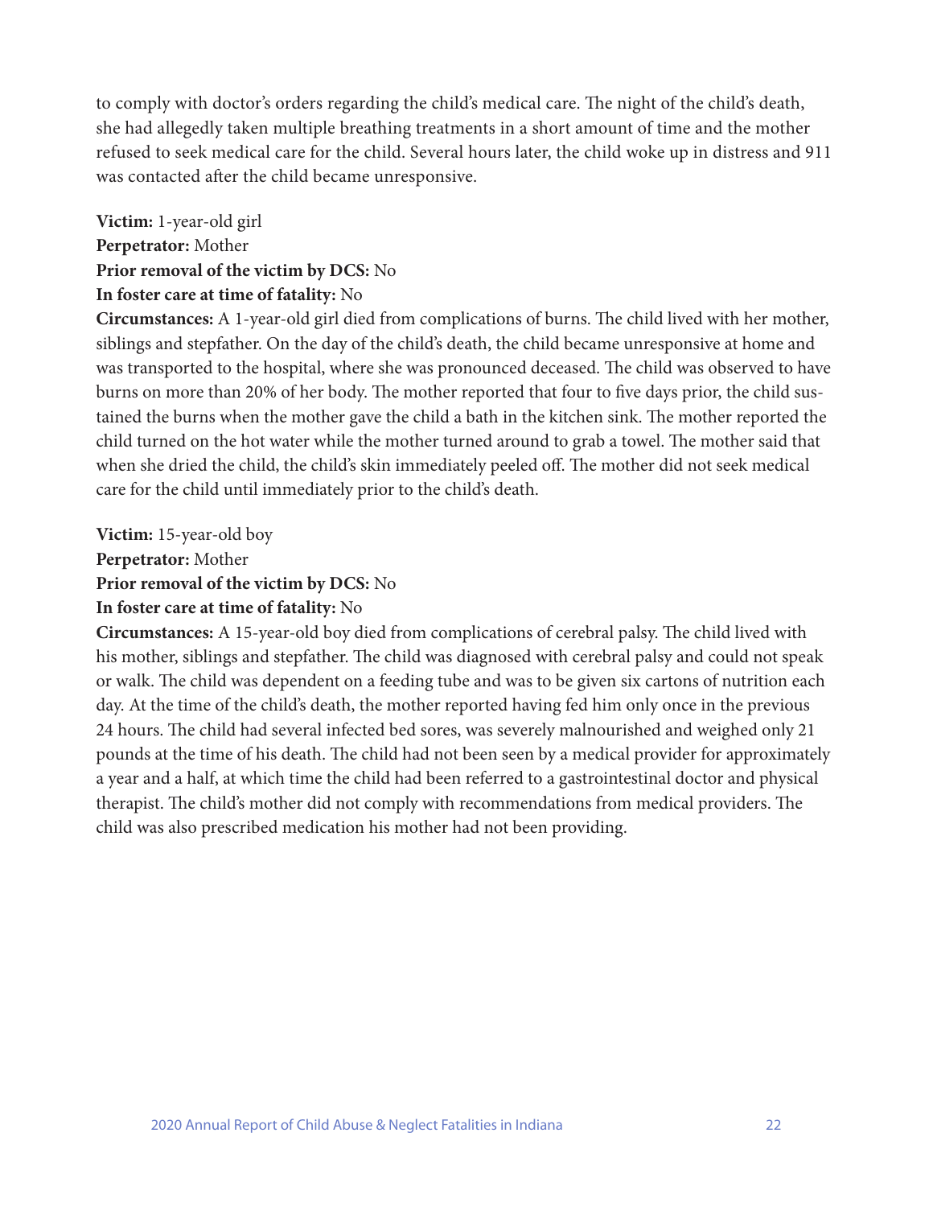to comply with doctor's orders regarding the child's medical care. The night of the child's death, she had allegedly taken multiple breathing treatments in a short amount of time and the mother refused to seek medical care for the child. Several hours later, the child woke up in distress and 911 was contacted after the child became unresponsive.

**Victim:** 1-year-old girl
**Perpetrator:** Mother
**Prior removal of the victim by DCS:** No
**In foster care at time of fatality:** No
**Circumstances:** A 1-year-old girl died from complications of burns. The child lived with her mother, siblings and stepfather. On the day of the child's death, the child became unresponsive at home and was transported to the hospital, where she was pronounced deceased. The child was observed to have burns on more than 20% of her body. The mother reported that four to five days prior, the child sustained the burns when the mother gave the child a bath in the kitchen sink. The mother reported the child turned on the hot water while the mother turned around to grab a towel. The mother said that when she dried the child, the child's skin immediately peeled off. The mother did not seek medical care for the child until immediately prior to the child's death.

**Victim:** 15-year-old boy
**Perpetrator:** Mother
**Prior removal of the victim by DCS:** No
**In foster care at time of fatality:** No
**Circumstances:** A 15-year-old boy died from complications of cerebral palsy. The child lived with his mother, siblings and stepfather. The child was diagnosed with cerebral palsy and could not speak or walk. The child was dependent on a feeding tube and was to be given six cartons of nutrition each day. At the time of the child's death, the mother reported having fed him only once in the previous 24 hours. The child had several infected bed sores, was severely malnourished and weighed only 21 pounds at the time of his death. The child had not been seen by a medical provider for approximately a year and a half, at which time the child had been referred to a gastrointestinal doctor and physical therapist. The child's mother did not comply with recommendations from medical providers. The child was also prescribed medication his mother had not been providing.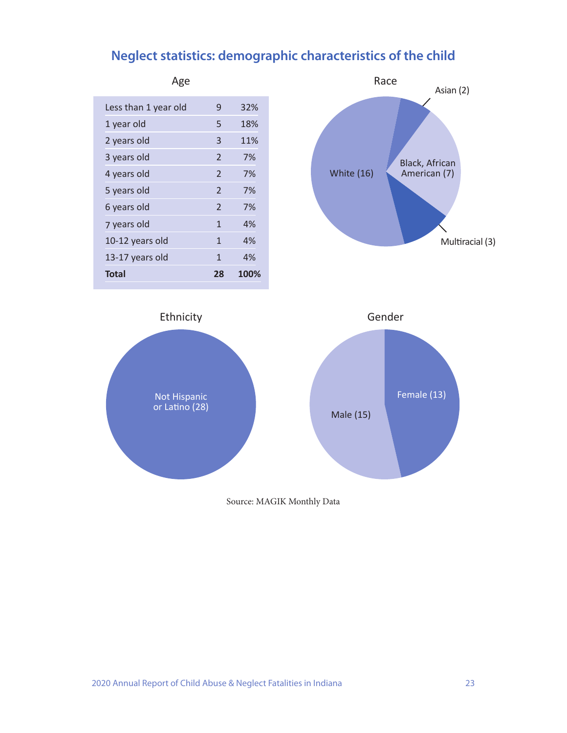# Neglect statistics: demographic characteristics of the child

## Age

| Age | Count | Percent |
|---|---|---|
| Less than 1 year old | 9 | 32% |
| 1 year old | 5 | 18% |
| 2 years old | 3 | 11% |
| 3 years old | 2 | 7% |
| 4 years old | 2 | 7% |
| 5 years old | 2 | 7% |
| 6 years old | 2 | 7% |
| 7 years old | 1 | 4% |
| 10-12 years old | 1 | 4% |
| 13-17 years old | 1 | 4% |
| **Total** | **28** | **100%** |

## Race

- White (16)
- Asian (2)
- Black, African American (7)
- Multiracial (3)

## Ethnicity

- Not Hispanic or Latino (28)

## Gender

- Female (13)
- Male (15)

Source: MAGIK Monthly Data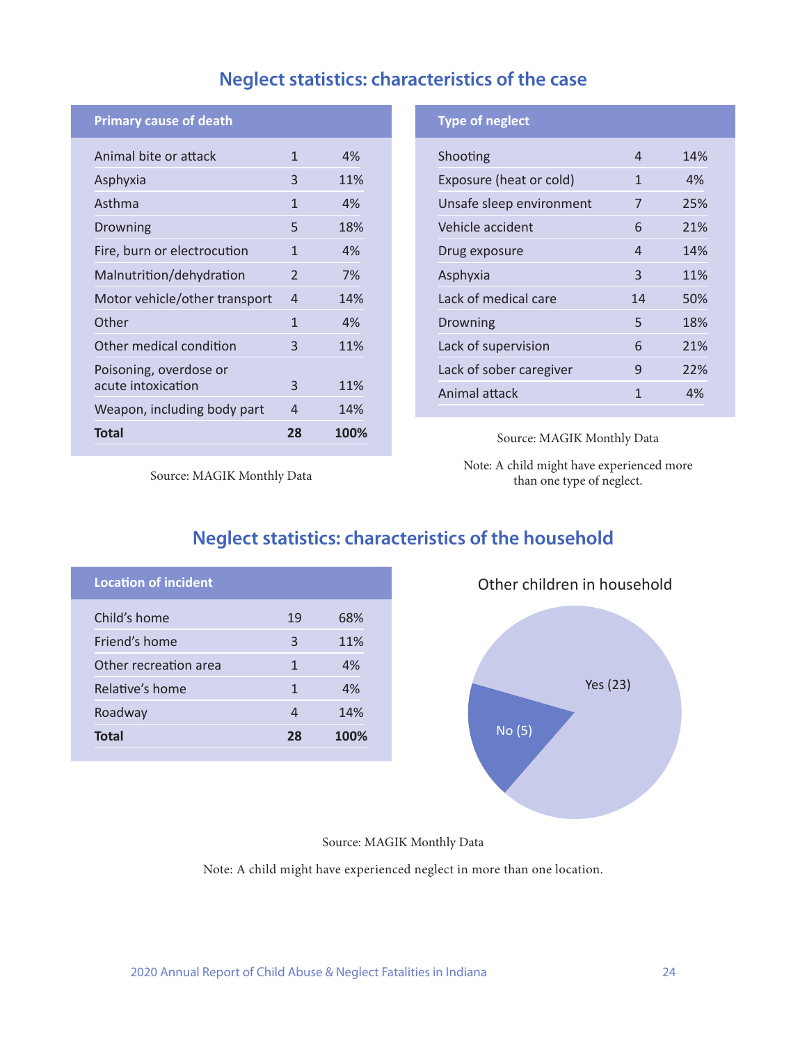## Neglect statistics: characteristics of the case

| Primary cause of death | | |
|---|---|---|
| Animal bite or attack | 1 | 4% |
| Asphyxia | 3 | 11% |
| Asthma | 1 | 4% |
| Drowning | 5 | 18% |
| Fire, burn or electrocution | 1 | 4% |
| Malnutrition/dehydration | 2 | 7% |
| Motor vehicle/other transport | 4 | 14% |
| Other | 1 | 4% |
| Other medical condition | 3 | 11% |
| Poisoning, overdose or acute intoxication | 3 | 11% |
| Weapon, including body part | 4 | 14% |
| **Total** | **28** | **100%** |

Source: MAGIK Monthly Data

| Type of neglect | | |
|---|---|---|
| Shooting | 4 | 14% |
| Exposure (heat or cold) | 1 | 4% |
| Unsafe sleep environment | 7 | 25% |
| Vehicle accident | 6 | 21% |
| Drug exposure | 4 | 14% |
| Asphyxia | 3 | 11% |
| Lack of medical care | 14 | 50% |
| Drowning | 5 | 18% |
| Lack of supervision | 6 | 21% |
| Lack of sober caregiver | 9 | 22% |
| Animal attack | 1 | 4% |

Source: MAGIK Monthly Data

Note: A child might have experienced more than one type of neglect.

## Neglect statistics: characteristics of the household

| Location of incident | | |
|---|---|---|
| Child's home | 19 | 68% |
| Friend's home | 3 | 11% |
| Other recreation area | 1 | 4% |
| Relative's home | 1 | 4% |
| Roadway | 4 | 14% |
| **Total** | **28** | **100%** |

Other children in household

| | |
|---|---|
| Yes | 23 |
| No | 5 |

Source: MAGIK Monthly Data

Note: A child might have experienced neglect in more than one location.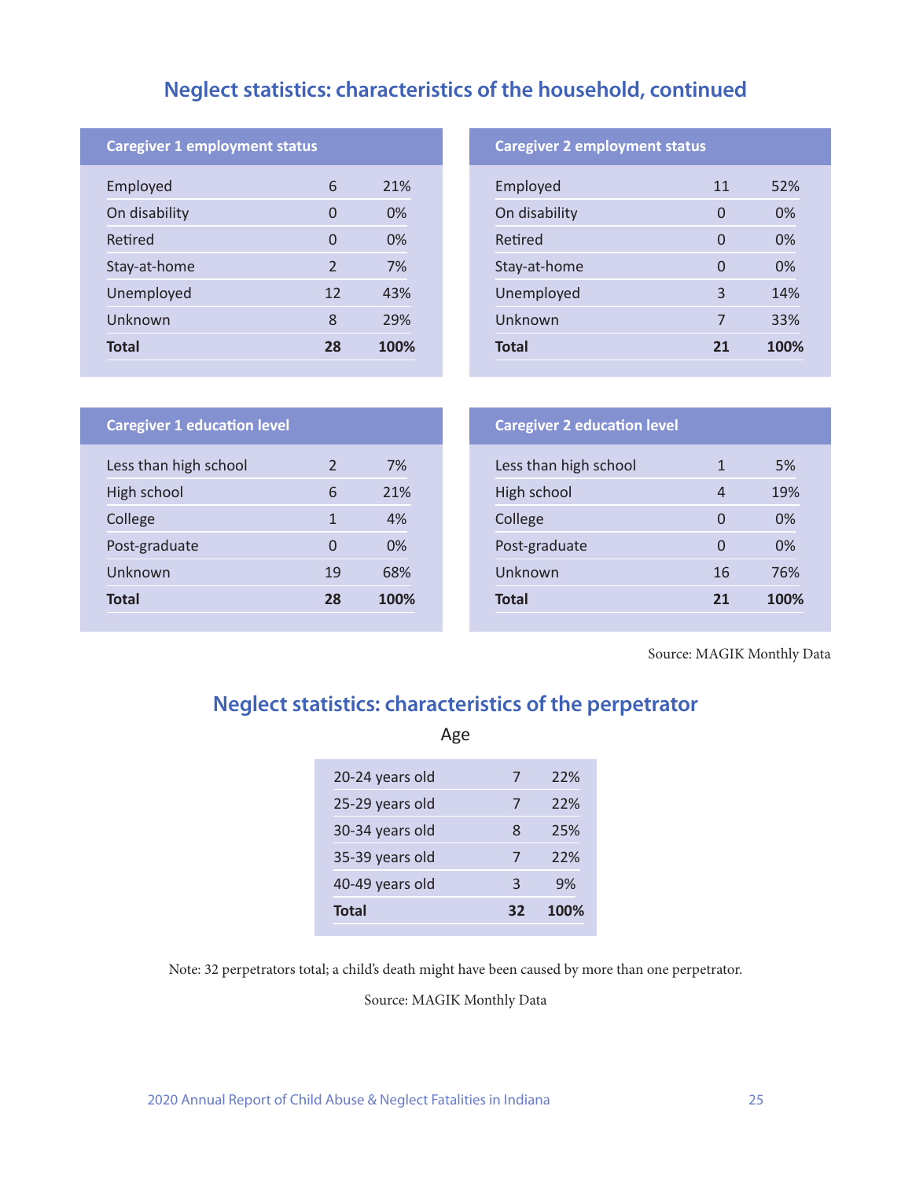## Neglect statistics: characteristics of the household, continued

| Caregiver 1 employment status | | |
|---|---|---|
| Employed | 6 | 21% |
| On disability | 0 | 0% |
| Retired | 0 | 0% |
| Stay-at-home | 2 | 7% |
| Unemployed | 12 | 43% |
| Unknown | 8 | 29% |
| **Total** | **28** | **100%** |

| Caregiver 2 employment status | | |
|---|---|---|
| Employed | 11 | 52% |
| On disability | 0 | 0% |
| Retired | 0 | 0% |
| Stay-at-home | 0 | 0% |
| Unemployed | 3 | 14% |
| Unknown | 7 | 33% |
| **Total** | **21** | **100%** |

| Caregiver 1 education level | | |
|---|---|---|
| Less than high school | 2 | 7% |
| High school | 6 | 21% |
| College | 1 | 4% |
| Post-graduate | 0 | 0% |
| Unknown | 19 | 68% |
| **Total** | **28** | **100%** |

| Caregiver 2 education level | | |
|---|---|---|
| Less than high school | 1 | 5% |
| High school | 4 | 19% |
| College | 0 | 0% |
| Post-graduate | 0 | 0% |
| Unknown | 16 | 76% |
| **Total** | **21** | **100%** |

Source: MAGIK Monthly Data

## Neglect statistics: characteristics of the perpetrator

Age

| Age | | |
|---|---|---|
| 20-24 years old | 7 | 22% |
| 25-29 years old | 7 | 22% |
| 30-34 years old | 8 | 25% |
| 35-39 years old | 7 | 22% |
| 40-49 years old | 3 | 9% |
| **Total** | **32** | **100%** |

Note: 32 perpetrators total; a child's death might have been caused by more than one perpetrator.

Source: MAGIK Monthly Data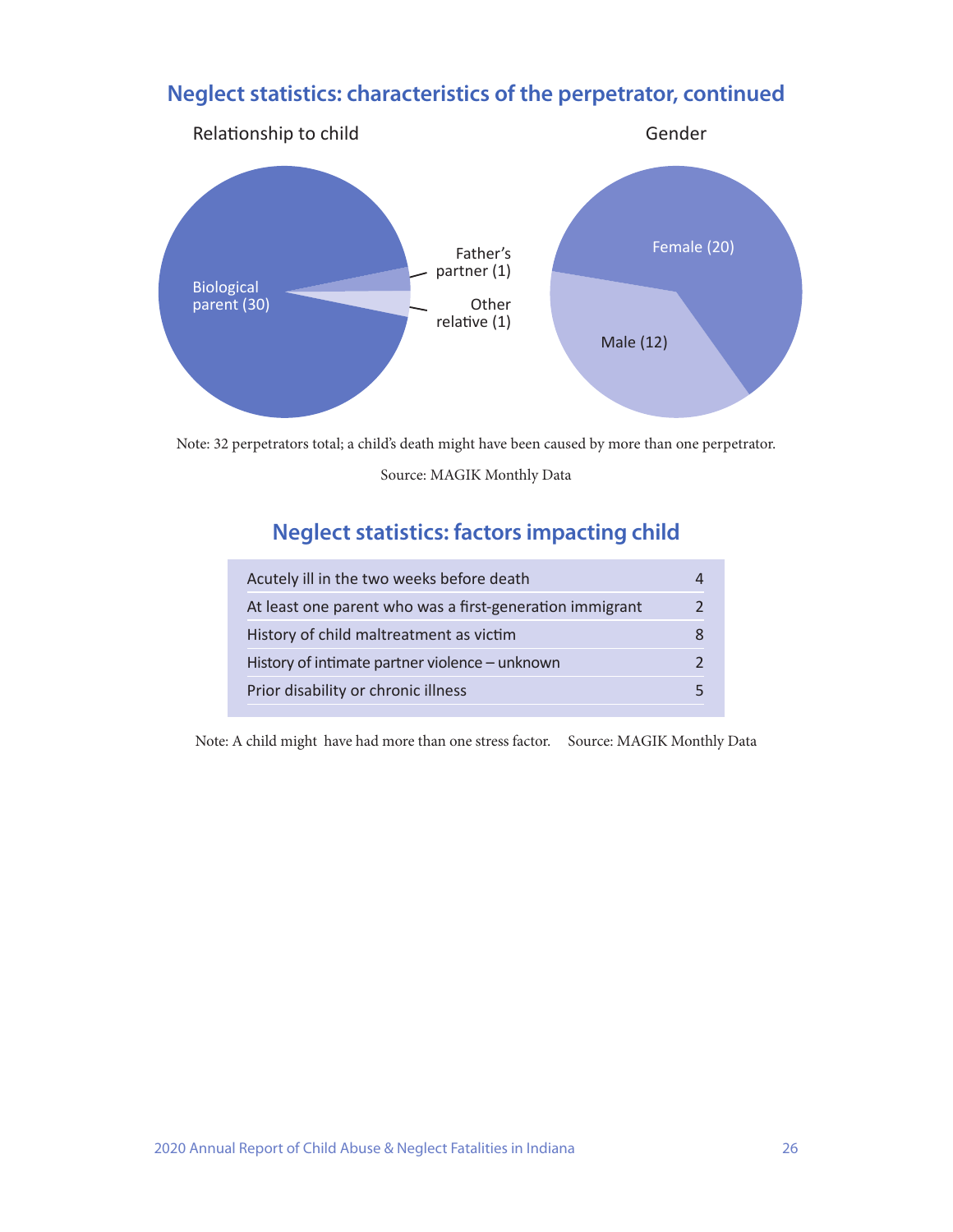## Neglect statistics: characteristics of the perpetrator, continued

Relationship to child

Biological parent (30)

Father's partner (1)

Other relative (1)

Gender

Female (20)

Male (12)

Note: 32 perpetrators total; a child's death might have been caused by more than one perpetrator.

Source: MAGIK Monthly Data

## Neglect statistics: factors impacting child

| Factor | Count |
| --- | --- |
| Acutely ill in the two weeks before death | 4 |
| At least one parent who was a first-generation immigrant | 2 |
| History of child maltreatment as victim | 8 |
| History of intimate partner violence – unknown | 2 |
| Prior disability or chronic illness | 5 |

Note: A child might have had more than one stress factor. Source: MAGIK Monthly Data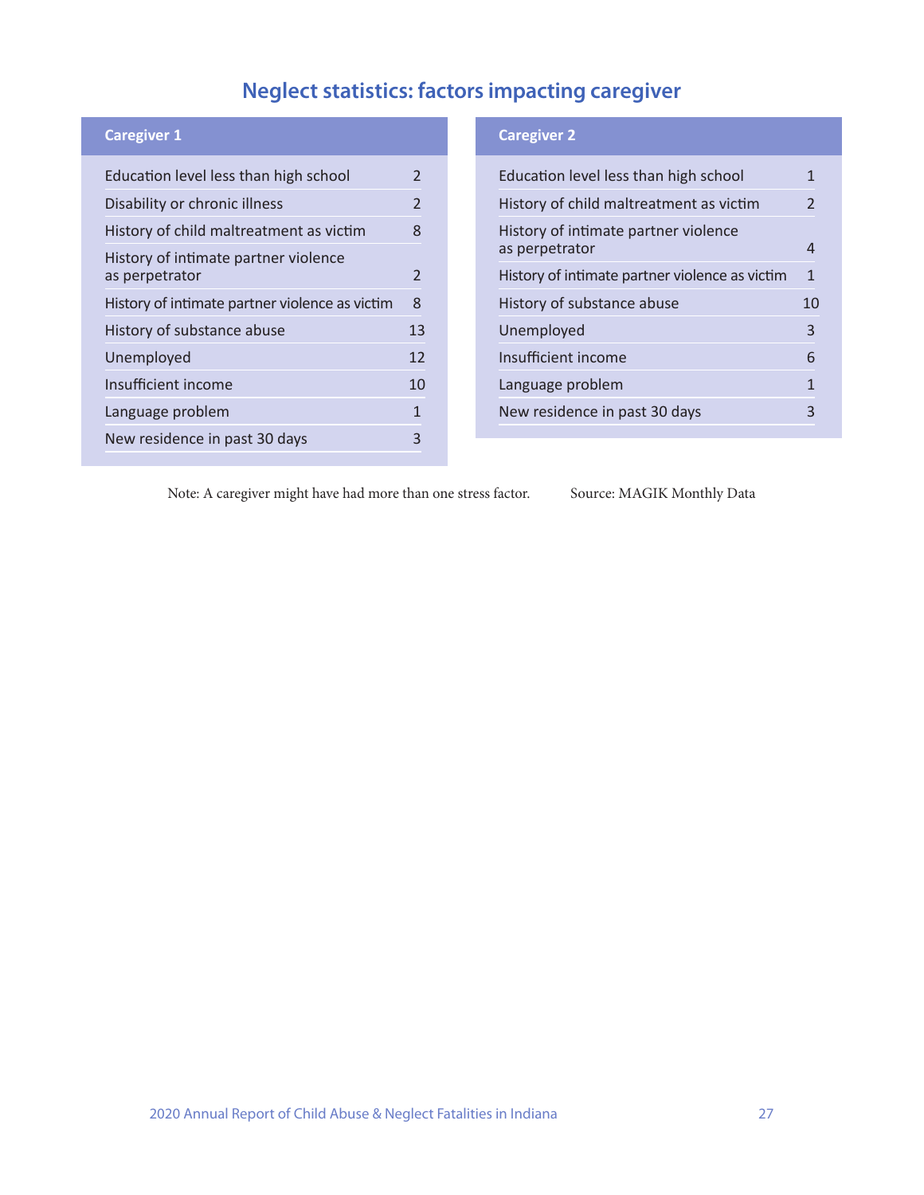## Neglect statistics: factors impacting caregiver

| Caregiver 1 | |
|---|---|
| Education level less than high school | 2 |
| Disability or chronic illness | 2 |
| History of child maltreatment as victim | 8 |
| History of intimate partner violence as perpetrator | 2 |
| History of intimate partner violence as victim | 8 |
| History of substance abuse | 13 |
| Unemployed | 12 |
| Insufficient income | 10 |
| Language problem | 1 |
| New residence in past 30 days | 3 |

| Caregiver 2 | |
|---|---|
| Education level less than high school | 1 |
| History of child maltreatment as victim | 2 |
| History of intimate partner violence as perpetrator | 4 |
| History of intimate partner violence as victim | 1 |
| History of substance abuse | 10 |
| Unemployed | 3 |
| Insufficient income | 6 |
| Language problem | 1 |
| New residence in past 30 days | 3 |

Note: A caregiver might have had more than one stress factor.

Source: MAGIK Monthly Data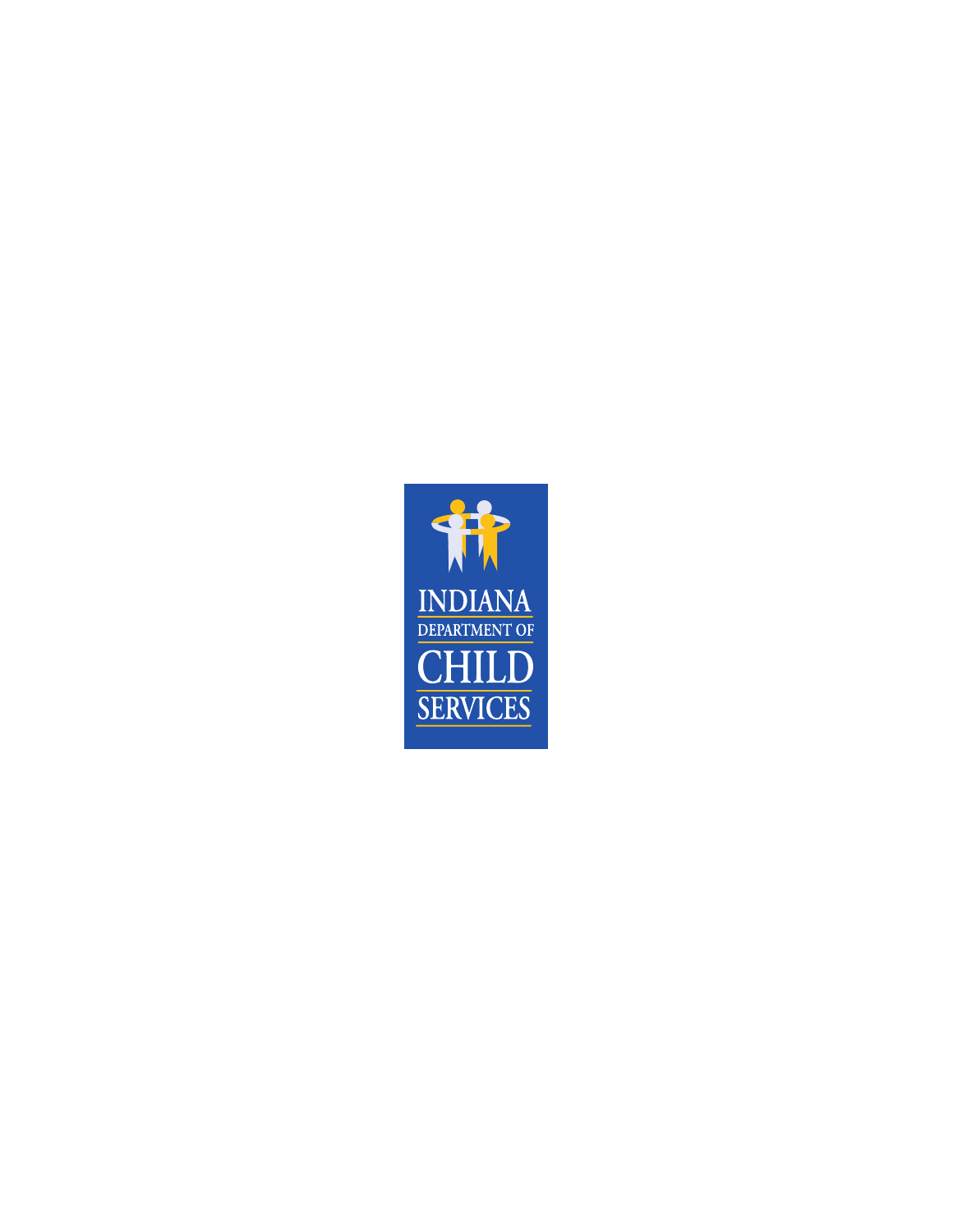INDIANA
DEPARTMENT OF
CHILD
SERVICES